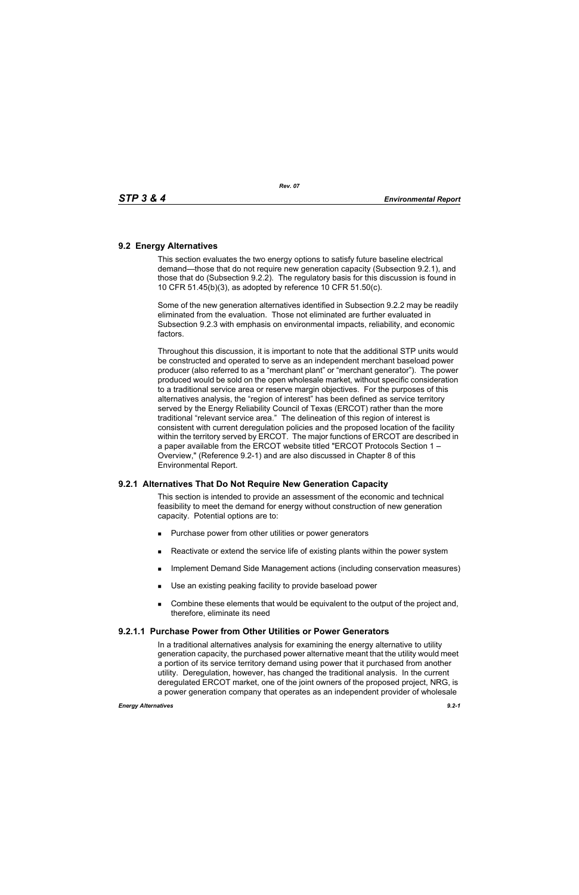## 9.2 Energy Alternatives

This section evaluates the two energy options to satisfy future baseline electrical demand—those that do not require new generation capacity (Subsection 9.2.1), and those that do (Subsection 9.2.2). The regulatory basis for this discussion is found in 10 CFR 51.45(b)(3), as adopted by reference 10 CFR 51.50(c).

Some of the new generation alternatives identified in Subsection 9.2.2 may be readily eliminated from the evaluation. Those not eliminated are further evaluated in Subsection 9.2.3 with emphasis on environmental impacts, reliability, and economic factors.

Throughout this discussion, it is important to note that the additional STP units would be constructed and operated to serve as an independent merchant baseload power producer (also referred to as a "merchant plant" or "merchant generator"). The power produced would be sold on the open wholesale market, without specific consideration to a traditional service area or reserve margin objectives. For the purposes of this alternatives analysis, the "region of interest" has been defined as service territory served by the Energy Reliability Council of Texas (ERCOT) rather than the more traditional "relevant service area." The delineation of this region of interest is consistent with current deregulation policies and the proposed location of the facility within the territory served by ERCOT. The major functions of ERCOT are described in a paper available from the ERCOT website titled "ERCOT Protocols Section 1 – Overview," (Reference 9.2-1) and are also discussed in Chapter 8 of this Environmental Report.

### 9.2.1 Alternatives That Do Not Require New Generation Capacity

This section is intended to provide an assessment of the economic and technical feasibility to meet the demand for energy without construction of new generation capacity. Potential options are to:

- Purchase power from other utilities or power generators
- Reactivate or extend the service life of existing plants within the power system
- Implement Demand Side Management actions (including conservation measures)
- Use an existing peaking facility to provide baseload power
- Combine these elements that would be equivalent to the output of the project and, therefore, eliminate its need

#### 9.2.1.1 Purchase Power from Other Utilities or Power Generators

In a traditional alternatives analysis for examining the energy alternative to utility generation capacity, the purchased power alternative meant that the utility would meet a portion of its service territory demand using power that it purchased from another utility. Deregulation, however, has changed the traditional analysis. In the current deregulated ERCOT market, one of the joint owners of the proposed project, NRG, is a power generation company that operates as an independent provider of wholesale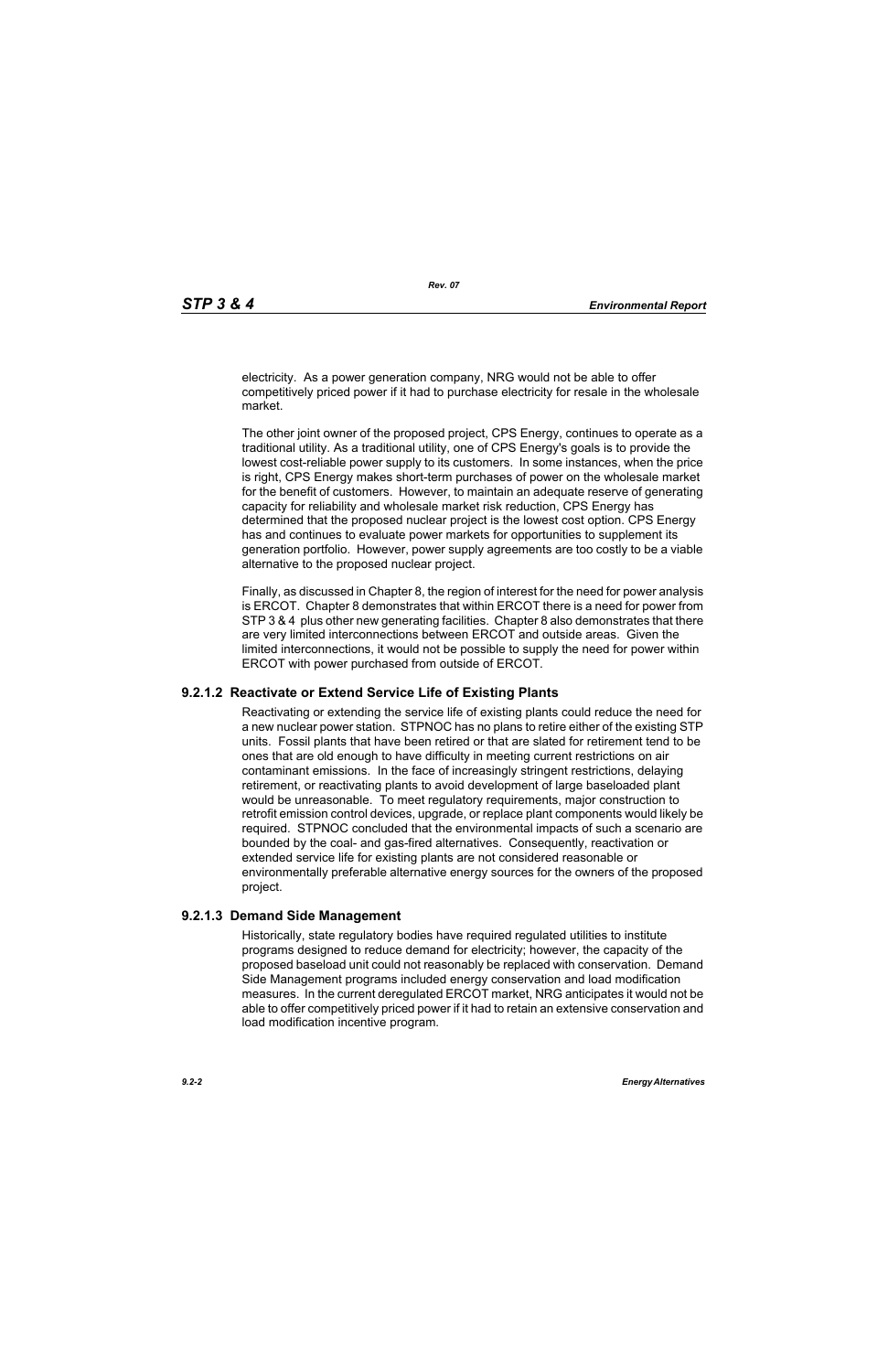electricity. As a power generation company, NRG would not be able to offer competitively priced power if it had to purchase electricity for resale in the wholesale market.

The other joint owner of the proposed project, CPS Energy, continues to operate as a traditional utility. As a traditional utility, one of CPS Energy's goals is to provide the lowest cost-reliable power supply to its customers. In some instances, when the price is right, CPS Energy makes short-term purchases of power on the wholesale market for the benefit of customers. However, to maintain an adequate reserve of generating capacity for reliability and wholesale market risk reduction, CPS Energy has determined that the proposed nuclear project is the lowest cost option. CPS Energy has and continues to evaluate power markets for opportunities to supplement its generation portfolio. However, power supply agreements are too costly to be a viable alternative to the proposed nuclear project.

Finally, as discussed in Chapter 8, the region of interest for the need for power analysis is ERCOT. Chapter 8 demonstrates that within ERCOT there is a need for power from STP 3 & 4 plus other new generating facilities. Chapter 8 also demonstrates that there are very limited interconnections between ERCOT and outside areas. Given the limited interconnections, it would not be possible to supply the need for power within ERCOT with power purchased from outside of ERCOT.

### 9.2.1.2 Reactivate or Extend Service Life of Existing Plants

Reactivating or extending the service life of existing plants could reduce the need for a new nuclear power station. STPNOC has no plans to retire either of the existing STP units. Fossil plants that have been retired or that are slated for retirement tend to be ones that are old enough to have difficulty in meeting current restrictions on air contaminant emissions. In the face of increasingly stringent restrictions, delaying retirement, or reactivating plants to avoid development of large baseloaded plant would be unreasonable. To meet regulatory requirements, major construction to retrofit emission control devices, upgrade, or replace plant components would likely be required. STPNOC concluded that the environmental impacts of such a scenario are bounded by the coal- and gas-fired alternatives. Consequently, reactivation or extended service life for existing plants are not considered reasonable or environmentally preferable alternative energy sources for the owners of the proposed project.

### 9.2.1.3 Demand Side Management

Historically, state regulatory bodies have required regulated utilities to institute programs designed to reduce demand for electricity; however, the capacity of the proposed baseload unit could not reasonably be replaced with conservation. Demand Side Management programs included energy conservation and load modification measures. In the current deregulated ERCOT market, NRG anticipates it would not be able to offer competitively priced power if it had to retain an extensive conservation and load modification incentive program.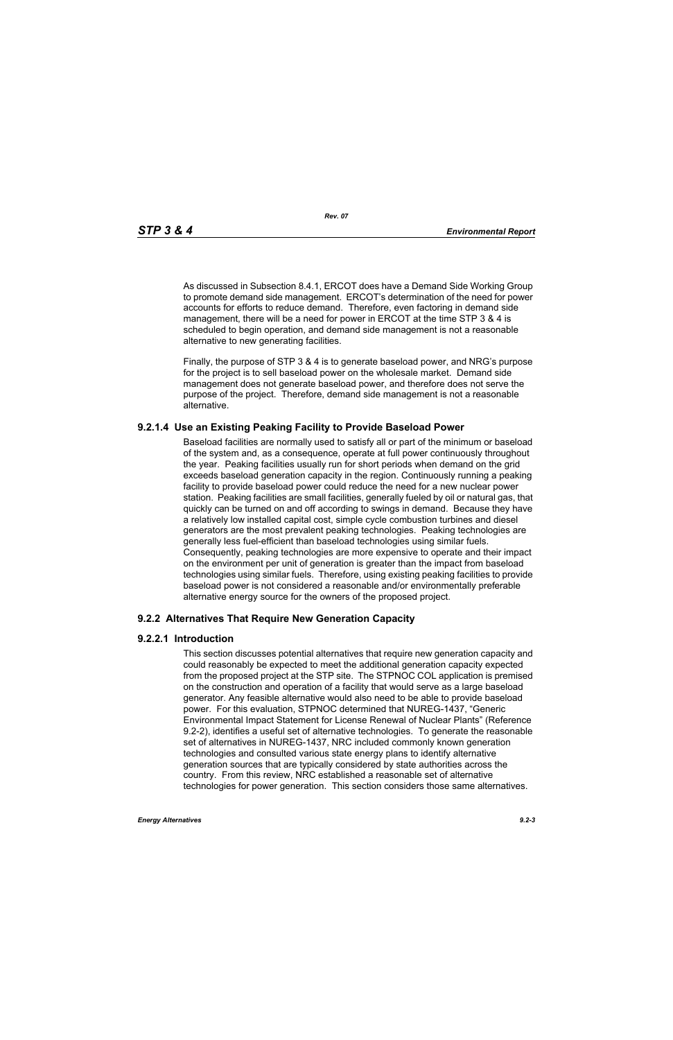As discussed in Subsection 8.4.1, ERCOT does have a Demand Side Working Group to promote demand side management. ERCOT's determination of the need for power accounts for efforts to reduce demand. Therefore, even factoring in demand side management, there will be a need for power in ERCOT at the time STP 3 & 4 is scheduled to begin operation, and demand side management is not a reasonable alternative to new generating facilities.

Finally, the purpose of STP 3 & 4 is to generate baseload power, and NRG's purpose for the project is to sell baseload power on the wholesale market. Demand side management does not generate baseload power, and therefore does not serve the purpose of the project. Therefore, demand side management is not a reasonable alternative.

#### 9.2.1.4 Use an Existing Peaking Facility to Provide Baseload Power

Baseload facilities are normally used to satisfy all or part of the minimum or baseload of the system and, as a consequence, operate at full power continuously throughout the year. Peaking facilities usually run for short periods when demand on the grid exceeds baseload generation capacity in the region. Continuously running a peaking facility to provide baseload power could reduce the need for a new nuclear power station. Peaking facilities are small facilities, generally fueled by oil or natural gas, that quickly can be turned on and off according to swings in demand. Because they have a relatively low installed capital cost, simple cycle combustion turbines and diesel generators are the most prevalent peaking technologies. Peaking technologies are generally less fuel-efficient than baseload technologies using similar fuels. Consequently, peaking technologies are more expensive to operate and their impact on the environment per unit of generation is greater than the impact from baseload technologies using similar fuels. Therefore, using existing peaking facilities to provide baseload power is not considered a reasonable and/or environmentally preferable alternative energy source for the owners of the proposed project.

### 9.2.2 Alternatives That Require New Generation Capacity

#### 9.2.2.1 Introduction

This section discusses potential alternatives that require new generation capacity and could reasonably be expected to meet the additional generation capacity expected from the proposed project at the STP site. The STPNOC COL application is premised on the construction and operation of a facility that would serve as a large baseload generator. Any feasible alternative would also need to be able to provide baseload power. For this evaluation, STPNOC determined that NUREG-1437, "Generic Environmental Impact Statement for License Renewal of Nuclear Plants" (Reference 9.2-2), identifies a useful set of alternative technologies. To generate the reasonable set of alternatives in NUREG-1437, NRC included commonly known generation technologies and consulted various state energy plans to identify alternative generation sources that are typically considered by state authorities across the country. From this review, NRC established a reasonable set of alternative technologies for power generation. This section considers those same alternatives.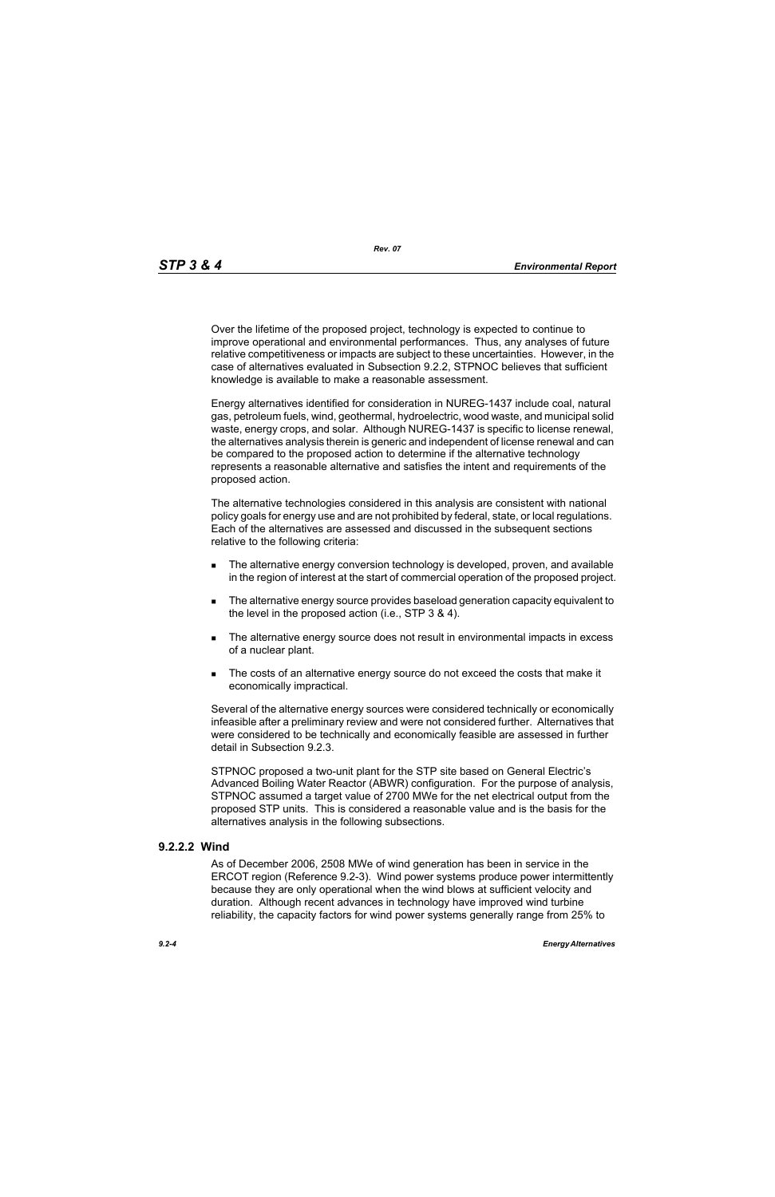Over the lifetime of the proposed project, technology is expected to continue to improve operational and environmental performances. Thus, any analyses of future relative competitiveness or impacts are subject to these uncertainties. However, in the case of alternatives evaluated in Subsection 9.2.2, STPNOC believes that sufficient knowledge is available to make a reasonable assessment.

Energy alternatives identified for consideration in NUREG-1437 include coal, natural gas, petroleum fuels, wind, geothermal, hydroelectric, wood waste, and municipal solid waste, energy crops, and solar. Although NUREG-1437 is specific to license renewal, the alternatives analysis therein is generic and independent of license renewal and can be compared to the proposed action to determine if the alternative technology represents a reasonable alternative and satisfies the intent and requirements of the proposed action.

The alternative technologies considered in this analysis are consistent with national policy goals for energy use and are not prohibited by federal, state, or local regulations. Each of the alternatives are assessed and discussed in the subsequent sections relative to the following criteria:

- The alternative energy conversion technology is developed, proven, and available in the region of interest at the start of commercial operation of the proposed project.
- The alternative energy source provides baseload generation capacity equivalent to the level in the proposed action (i.e., STP 3 & 4).
- The alternative energy source does not result in environmental impacts in excess of a nuclear plant.
- The costs of an alternative energy source do not exceed the costs that make it economically impractical.

Several of the alternative energy sources were considered technically or economically infeasible after a preliminary review and were not considered further. Alternatives that were considered to be technically and economically feasible are assessed in further detail in Subsection 9.2.3.

STPNOC proposed a two-unit plant for the STP site based on General Electric's Advanced Boiling Water Reactor (ABWR) configuration. For the purpose of analysis, STPNOC assumed a target value of 2700 MWe for the net electrical output from the proposed STP units. This is considered a reasonable value and is the basis for the alternatives analysis in the following subsections.

### 9.2.2.2 Wind

As of December 2006, 2508 MWe of wind generation has been in service in the ERCOT region (Reference 9.2-3). Wind power systems produce power intermittently because they are only operational when the wind blows at sufficient velocity and duration. Although recent advances in technology have improved wind turbine reliability, the capacity factors for wind power systems generally range from 25% to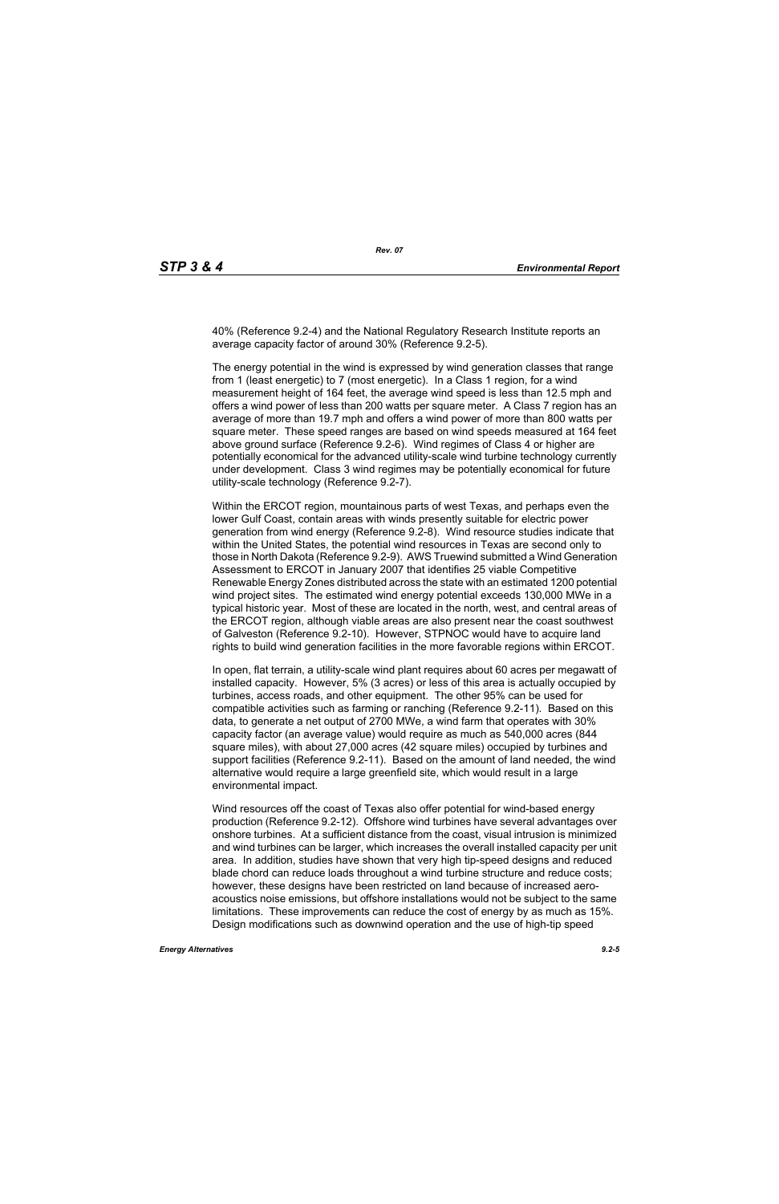40% (Reference 9.2-4) and the National Regulatory Research Institute reports an average capacity factor of around 30% (Reference 9.2-5).

The energy potential in the wind is expressed by wind generation classes that range from 1 (least energetic) to 7 (most energetic). In a Class 1 region, for a wind measurement height of 164 feet, the average wind speed is less than 12.5 mph and offers a wind power of less than 200 watts per square meter. A Class 7 region has an average of more than 19.7 mph and offers a wind power of more than 800 watts per square meter. These speed ranges are based on wind speeds measured at 164 feet above ground surface (Reference 9.2-6). Wind regimes of Class 4 or higher are potentially economical for the advanced utility-scale wind turbine technology currently under development. Class 3 wind regimes may be potentially economical for future utility-scale technology (Reference 9.2-7).

Within the ERCOT region, mountainous parts of west Texas, and perhaps even the lower Gulf Coast, contain areas with winds presently suitable for electric power generation from wind energy (Reference 9.2-8). Wind resource studies indicate that within the United States, the potential wind resources in Texas are second only to those in North Dakota (Reference 9.2-9). AWS Truewind submitted a Wind Generation Assessment to ERCOT in January 2007 that identifies 25 viable Competitive Renewable Energy Zones distributed across the state with an estimated 1200 potential wind project sites. The estimated wind energy potential exceeds 130,000 MWe in a typical historic year. Most of these are located in the north, west, and central areas of the ERCOT region, although viable areas are also present near the coast southwest of Galveston (Reference 9.2-10). However, STPNOC would have to acquire land rights to build wind generation facilities in the more favorable regions within ERCOT.

In open, flat terrain, a utility-scale wind plant requires about 60 acres per megawatt of installed capacity. However, 5% (3 acres) or less of this area is actually occupied by turbines, access roads, and other equipment. The other 95% can be used for compatible activities such as farming or ranching (Reference 9.2-11). Based on this data, to generate a net output of 2700 MWe, a wind farm that operates with 30% capacity factor (an average value) would require as much as 540,000 acres (844 square miles), with about 27,000 acres (42 square miles) occupied by turbines and support facilities (Reference 9.2-11). Based on the amount of land needed, the wind alternative would require a large greenfield site, which would result in a large environmental impact.

Wind resources off the coast of Texas also offer potential for wind-based energy production (Reference 9.2-12). Offshore wind turbines have several advantages over onshore turbines. At a sufficient distance from the coast, visual intrusion is minimized and wind turbines can be larger, which increases the overall installed capacity per unit area. In addition, studies have shown that very high tip-speed designs and reduced blade chord can reduce loads throughout a wind turbine structure and reduce costs; however, these designs have been restricted on land because of increased aero-acoustics noise emissions, but offshore installations would not be subject to the same limitations. These improvements can reduce the cost of energy by as much as 15%. Design modifications such as downwind operation and the use of high-tip speed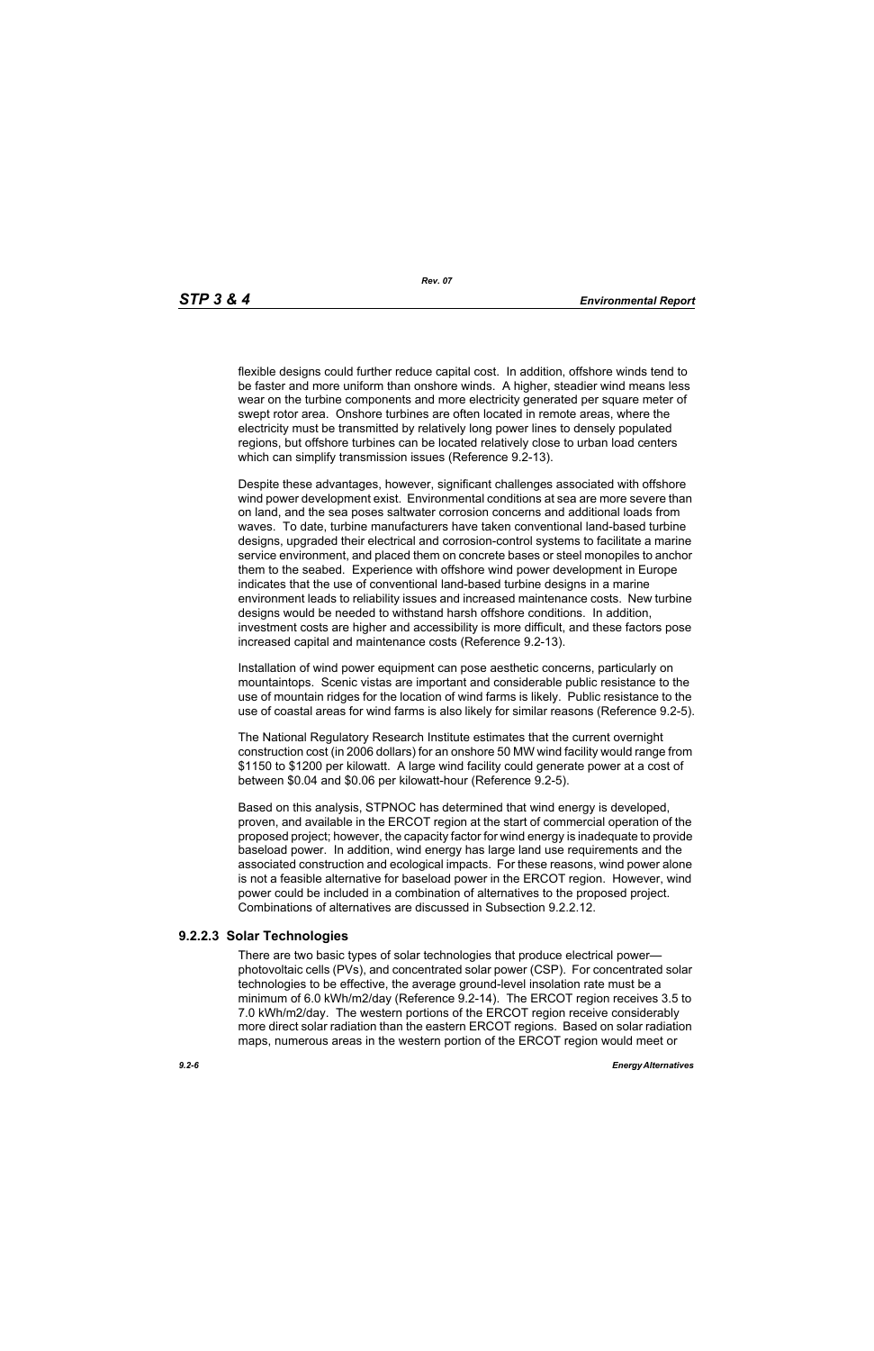flexible designs could further reduce capital cost. In addition, offshore winds tend to be faster and more uniform than onshore winds. A higher, steadier wind means less wear on the turbine components and more electricity generated per square meter of swept rotor area. Onshore turbines are often located in remote areas, where the electricity must be transmitted by relatively long power lines to densely populated regions, but offshore turbines can be located relatively close to urban load centers which can simplify transmission issues (Reference 9.2-13).

Despite these advantages, however, significant challenges associated with offshore wind power development exist. Environmental conditions at sea are more severe than on land, and the sea poses saltwater corrosion concerns and additional loads from waves. To date, turbine manufacturers have taken conventional land-based turbine designs, upgraded their electrical and corrosion-control systems to facilitate a marine service environment, and placed them on concrete bases or steel monopiles to anchor them to the seabed. Experience with offshore wind power development in Europe indicates that the use of conventional land-based turbine designs in a marine environment leads to reliability issues and increased maintenance costs. New turbine designs would be needed to withstand harsh offshore conditions. In addition, investment costs are higher and accessibility is more difficult, and these factors pose increased capital and maintenance costs (Reference 9.2-13).

Installation of wind power equipment can pose aesthetic concerns, particularly on mountaintops. Scenic vistas are important and considerable public resistance to the use of mountain ridges for the location of wind farms is likely. Public resistance to the use of coastal areas for wind farms is also likely for similar reasons (Reference 9.2-5).

The National Regulatory Research Institute estimates that the current overnight construction cost (in 2006 dollars) for an onshore 50 MW wind facility would range from $1150 to $1200 per kilowatt. A large wind facility could generate power at a cost of between $0.04 and $0.06 per kilowatt-hour (Reference 9.2-5).

Based on this analysis, STPNOC has determined that wind energy is developed, proven, and available in the ERCOT region at the start of commercial operation of the proposed project; however, the capacity factor for wind energy is inadequate to provide baseload power. In addition, wind energy has large land use requirements and the associated construction and ecological impacts. For these reasons, wind power alone is not a feasible alternative for baseload power in the ERCOT region. However, wind power could be included in a combination of alternatives to the proposed project. Combinations of alternatives are discussed in Subsection 9.2.2.12.

### 9.2.2.3 Solar Technologies

There are two basic types of solar technologies that produce electrical power—photovoltaic cells (PVs), and concentrated solar power (CSP). For concentrated solar technologies to be effective, the average ground-level insolation rate must be a minimum of 6.0 kWh/m2/day (Reference 9.2-14). The ERCOT region receives 3.5 to 7.0 kWh/m2/day. The western portions of the ERCOT region receive considerably more direct solar radiation than the eastern ERCOT regions. Based on solar radiation maps, numerous areas in the western portion of the ERCOT region would meet or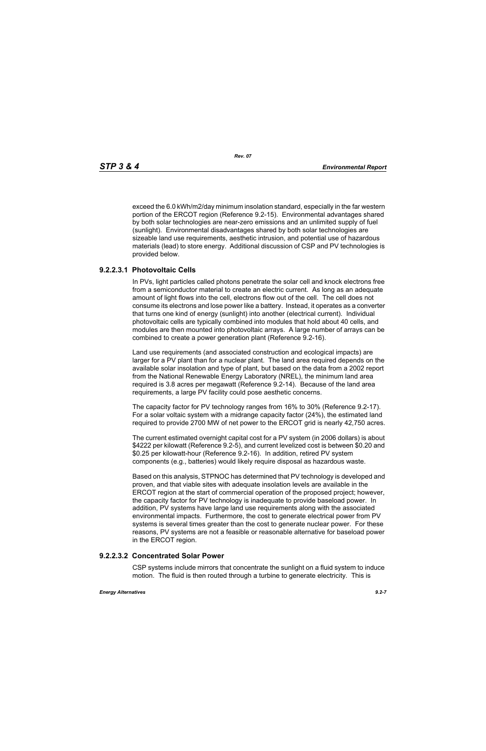exceed the 6.0 kWh/m2/day minimum insolation standard, especially in the far western portion of the ERCOT region (Reference 9.2-15). Environmental advantages shared by both solar technologies are near-zero emissions and an unlimited supply of fuel (sunlight). Environmental disadvantages shared by both solar technologies are sizeable land use requirements, aesthetic intrusion, and potential use of hazardous materials (lead) to store energy. Additional discussion of CSP and PV technologies is provided below.

#### 9.2.2.3.1 Photovoltaic Cells

In PVs, light particles called photons penetrate the solar cell and knock electrons free from a semiconductor material to create an electric current. As long as an adequate amount of light flows into the cell, electrons flow out of the cell. The cell does not consume its electrons and lose power like a battery. Instead, it operates as a converter that turns one kind of energy (sunlight) into another (electrical current). Individual photovoltaic cells are typically combined into modules that hold about 40 cells, and modules are then mounted into photovoltaic arrays. A large number of arrays can be combined to create a power generation plant (Reference 9.2-16).

Land use requirements (and associated construction and ecological impacts) are larger for a PV plant than for a nuclear plant. The land area required depends on the available solar insolation and type of plant, but based on the data from a 2002 report from the National Renewable Energy Laboratory (NREL), the minimum land area required is 3.8 acres per megawatt (Reference 9.2-14). Because of the land area requirements, a large PV facility could pose aesthetic concerns.

The capacity factor for PV technology ranges from 16% to 30% (Reference 9.2-17). For a solar voltaic system with a midrange capacity factor (24%), the estimated land required to provide 2700 MW of net power to the ERCOT grid is nearly 42,750 acres.

The current estimated overnight capital cost for a PV system (in 2006 dollars) is about $4222 per kilowatt (Reference 9.2-5), and current levelized cost is between $0.20 and $0.25 per kilowatt-hour (Reference 9.2-16). In addition, retired PV system components (e.g., batteries) would likely require disposal as hazardous waste.

Based on this analysis, STPNOC has determined that PV technology is developed and proven, and that viable sites with adequate insolation levels are available in the ERCOT region at the start of commercial operation of the proposed project; however, the capacity factor for PV technology is inadequate to provide baseload power. In addition, PV systems have large land use requirements along with the associated environmental impacts. Furthermore, the cost to generate electrical power from PV systems is several times greater than the cost to generate nuclear power. For these reasons, PV systems are not a feasible or reasonable alternative for baseload power in the ERCOT region.

#### 9.2.2.3.2 Concentrated Solar Power

CSP systems include mirrors that concentrate the sunlight on a fluid system to induce motion. The fluid is then routed through a turbine to generate electricity. This is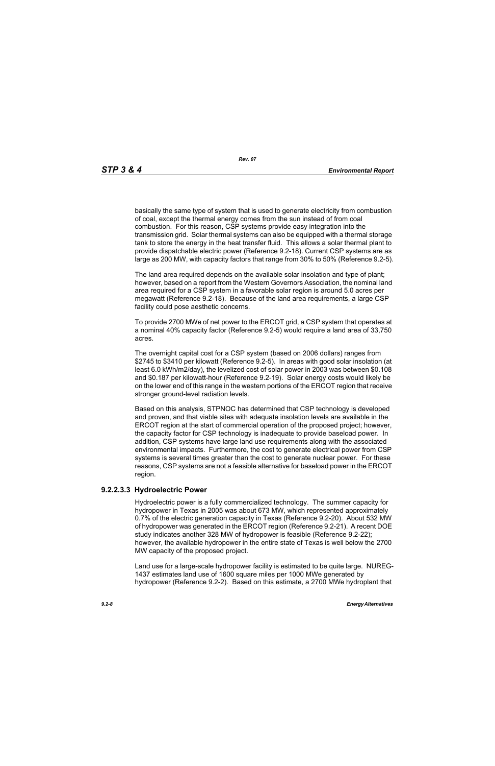basically the same type of system that is used to generate electricity from combustion of coal, except the thermal energy comes from the sun instead of from coal combustion. For this reason, CSP systems provide easy integration into the transmission grid. Solar thermal systems can also be equipped with a thermal storage tank to store the energy in the heat transfer fluid. This allows a solar thermal plant to provide dispatchable electric power (Reference 9.2-18). Current CSP systems are as large as 200 MW, with capacity factors that range from 30% to 50% (Reference 9.2-5).

The land area required depends on the available solar insolation and type of plant; however, based on a report from the Western Governors Association, the nominal land area required for a CSP system in a favorable solar region is around 5.0 acres per megawatt (Reference 9.2-18). Because of the land area requirements, a large CSP facility could pose aesthetic concerns.

To provide 2700 MWe of net power to the ERCOT grid, a CSP system that operates at a nominal 40% capacity factor (Reference 9.2-5) would require a land area of 33,750 acres.

The overnight capital cost for a CSP system (based on 2006 dollars) ranges from $2745 to $3410 per kilowatt (Reference 9.2-5). In areas with good solar insolation (at least 6.0 kWh/m2/day), the levelized cost of solar power in 2003 was between $0.108 and $0.187 per kilowatt-hour (Reference 9.2-19). Solar energy costs would likely be on the lower end of this range in the western portions of the ERCOT region that receive stronger ground-level radiation levels.

Based on this analysis, STPNOC has determined that CSP technology is developed and proven, and that viable sites with adequate insolation levels are available in the ERCOT region at the start of commercial operation of the proposed project; however, the capacity factor for CSP technology is inadequate to provide baseload power. In addition, CSP systems have large land use requirements along with the associated environmental impacts. Furthermore, the cost to generate electrical power from CSP systems is several times greater than the cost to generate nuclear power. For these reasons, CSP systems are not a feasible alternative for baseload power in the ERCOT region.

### 9.2.2.3.3 Hydroelectric Power

Hydroelectric power is a fully commercialized technology. The summer capacity for hydropower in Texas in 2005 was about 673 MW, which represented approximately 0.7% of the electric generation capacity in Texas (Reference 9.2-20). About 532 MW of hydropower was generated in the ERCOT region (Reference 9.2-21). A recent DOE study indicates another 328 MW of hydropower is feasible (Reference 9.2-22); however, the available hydropower in the entire state of Texas is well below the 2700 MW capacity of the proposed project.

Land use for a large-scale hydropower facility is estimated to be quite large. NUREG-1437 estimates land use of 1600 square miles per 1000 MWe generated by hydropower (Reference 9.2-2). Based on this estimate, a 2700 MWe hydroplant that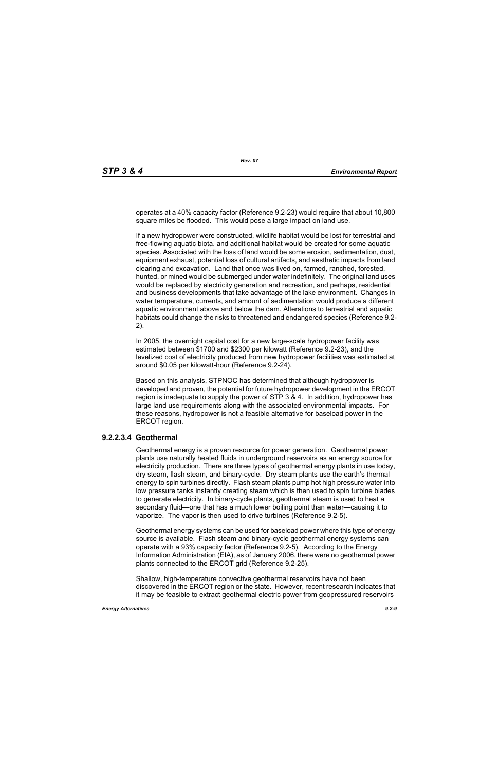operates at a 40% capacity factor (Reference 9.2-23) would require that about 10,800 square miles be flooded. This would pose a large impact on land use.

If a new hydropower were constructed, wildlife habitat would be lost for terrestrial and free-flowing aquatic biota, and additional habitat would be created for some aquatic species. Associated with the loss of land would be some erosion, sedimentation, dust, equipment exhaust, potential loss of cultural artifacts, and aesthetic impacts from land clearing and excavation. Land that once was lived on, farmed, ranched, forested, hunted, or mined would be submerged under water indefinitely. The original land uses would be replaced by electricity generation and recreation, and perhaps, residential and business developments that take advantage of the lake environment. Changes in water temperature, currents, and amount of sedimentation would produce a different aquatic environment above and below the dam. Alterations to terrestrial and aquatic habitats could change the risks to threatened and endangered species (Reference 9.2-2).

In 2005, the overnight capital cost for a new large-scale hydropower facility was estimated between $1700 and $2300 per kilowatt (Reference 9.2-23), and the levelized cost of electricity produced from new hydropower facilities was estimated at around $0.05 per kilowatt-hour (Reference 9.2-24).

Based on this analysis, STPNOC has determined that although hydropower is developed and proven, the potential for future hydropower development in the ERCOT region is inadequate to supply the power of STP 3 & 4. In addition, hydropower has large land use requirements along with the associated environmental impacts. For these reasons, hydropower is not a feasible alternative for baseload power in the ERCOT region.

#### 9.2.2.3.4 Geothermal

Geothermal energy is a proven resource for power generation. Geothermal power plants use naturally heated fluids in underground reservoirs as an energy source for electricity production. There are three types of geothermal energy plants in use today, dry steam, flash steam, and binary-cycle. Dry steam plants use the earth's thermal energy to spin turbines directly. Flash steam plants pump hot high pressure water into low pressure tanks instantly creating steam which is then used to spin turbine blades to generate electricity. In binary-cycle plants, geothermal steam is used to heat a secondary fluid—one that has a much lower boiling point than water—causing it to vaporize. The vapor is then used to drive turbines (Reference 9.2-5).

Geothermal energy systems can be used for baseload power where this type of energy source is available. Flash steam and binary-cycle geothermal energy systems can operate with a 93% capacity factor (Reference 9.2-5). According to the Energy Information Administration (EIA), as of January 2006, there were no geothermal power plants connected to the ERCOT grid (Reference 9.2-25).

Shallow, high-temperature convective geothermal reservoirs have not been discovered in the ERCOT region or the state. However, recent research indicates that it may be feasible to extract geothermal electric power from geopressured reservoirs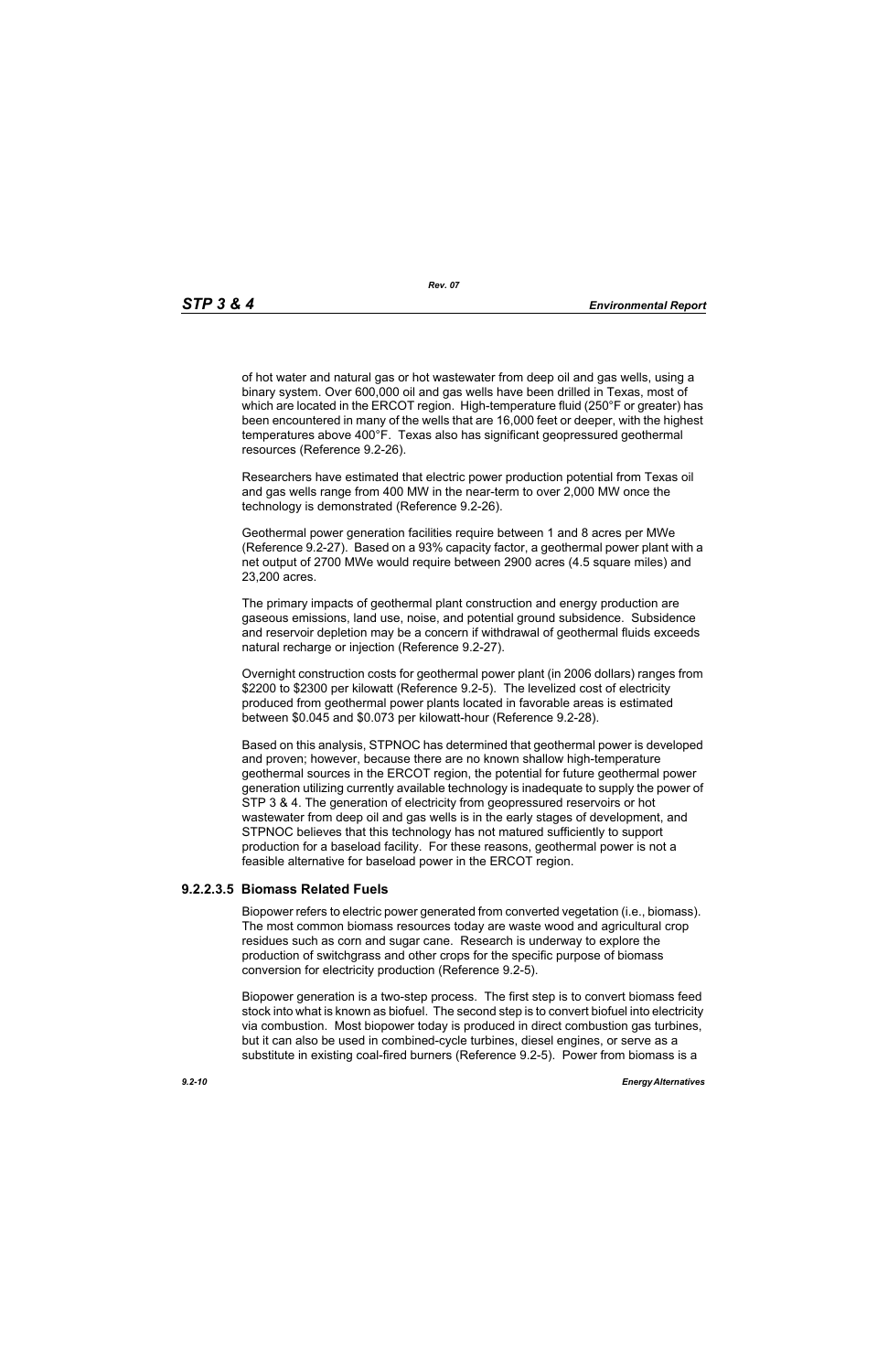of hot water and natural gas or hot wastewater from deep oil and gas wells, using a binary system. Over 600,000 oil and gas wells have been drilled in Texas, most of which are located in the ERCOT region. High-temperature fluid (250°F or greater) has been encountered in many of the wells that are 16,000 feet or deeper, with the highest temperatures above 400°F. Texas also has significant geopressured geothermal resources (Reference 9.2-26).

Researchers have estimated that electric power production potential from Texas oil and gas wells range from 400 MW in the near-term to over 2,000 MW once the technology is demonstrated (Reference 9.2-26).

Geothermal power generation facilities require between 1 and 8 acres per MWe (Reference 9.2-27). Based on a 93% capacity factor, a geothermal power plant with a net output of 2700 MWe would require between 2900 acres (4.5 square miles) and 23,200 acres.

The primary impacts of geothermal plant construction and energy production are gaseous emissions, land use, noise, and potential ground subsidence. Subsidence and reservoir depletion may be a concern if withdrawal of geothermal fluids exceeds natural recharge or injection (Reference 9.2-27).

Overnight construction costs for geothermal power plant (in 2006 dollars) ranges from $2200 to $2300 per kilowatt (Reference 9.2-5). The levelized cost of electricity produced from geothermal power plants located in favorable areas is estimated between $0.045 and $0.073 per kilowatt-hour (Reference 9.2-28).

Based on this analysis, STPNOC has determined that geothermal power is developed and proven; however, because there are no known shallow high-temperature geothermal sources in the ERCOT region, the potential for future geothermal power generation utilizing currently available technology is inadequate to supply the power of STP 3 & 4. The generation of electricity from geopressured reservoirs or hot wastewater from deep oil and gas wells is in the early stages of development, and STPNOC believes that this technology has not matured sufficiently to support production for a baseload facility. For these reasons, geothermal power is not a feasible alternative for baseload power in the ERCOT region.

### 9.2.2.3.5 Biomass Related Fuels

Biopower refers to electric power generated from converted vegetation (i.e., biomass). The most common biomass resources today are waste wood and agricultural crop residues such as corn and sugar cane. Research is underway to explore the production of switchgrass and other crops for the specific purpose of biomass conversion for electricity production (Reference 9.2-5).

Biopower generation is a two-step process. The first step is to convert biomass feed stock into what is known as biofuel. The second step is to convert biofuel into electricity via combustion. Most biopower today is produced in direct combustion gas turbines, but it can also be used in combined-cycle turbines, diesel engines, or serve as a substitute in existing coal-fired burners (Reference 9.2-5). Power from biomass is a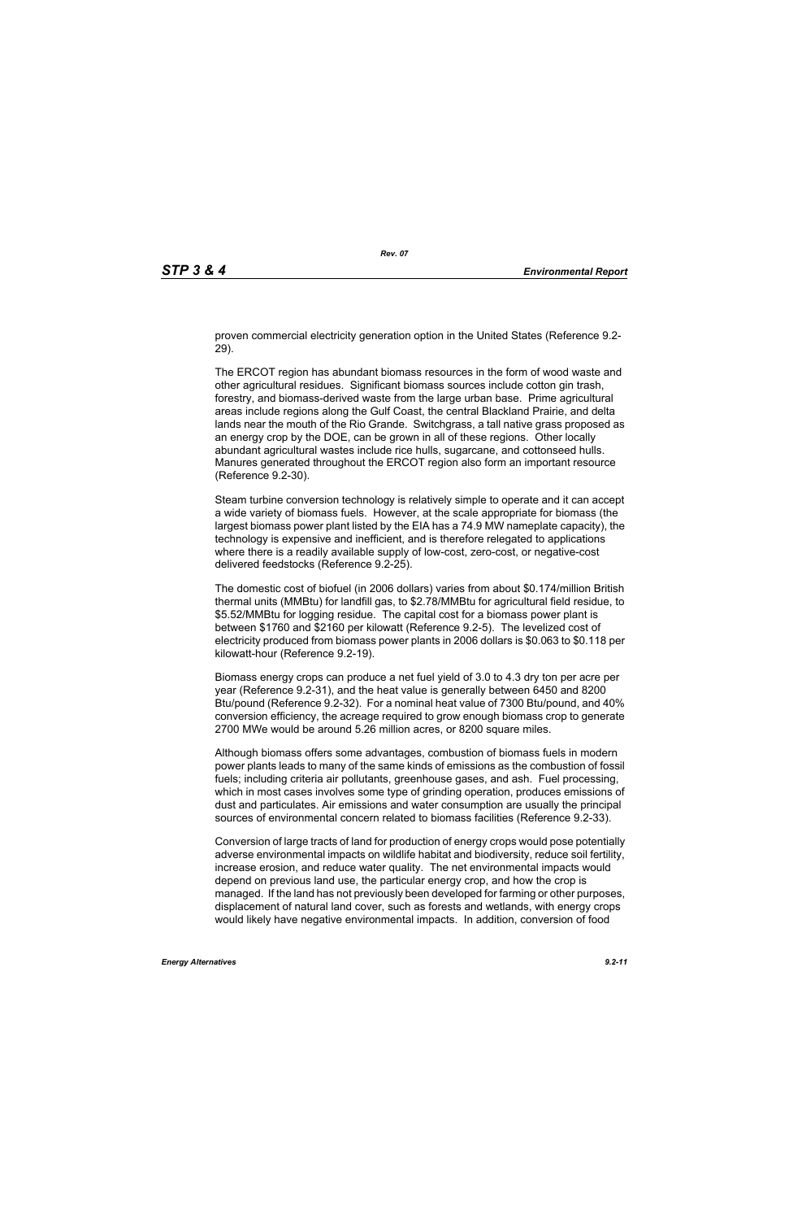proven commercial electricity generation option in the United States (Reference 9.2-29).

The ERCOT region has abundant biomass resources in the form of wood waste and other agricultural residues. Significant biomass sources include cotton gin trash, forestry, and biomass-derived waste from the large urban base. Prime agricultural areas include regions along the Gulf Coast, the central Blackland Prairie, and delta lands near the mouth of the Rio Grande. Switchgrass, a tall native grass proposed as an energy crop by the DOE, can be grown in all of these regions. Other locally abundant agricultural wastes include rice hulls, sugarcane, and cottonseed hulls. Manures generated throughout the ERCOT region also form an important resource (Reference 9.2-30).

Steam turbine conversion technology is relatively simple to operate and it can accept a wide variety of biomass fuels. However, at the scale appropriate for biomass (the largest biomass power plant listed by the EIA has a 74.9 MW nameplate capacity), the technology is expensive and inefficient, and is therefore relegated to applications where there is a readily available supply of low-cost, zero-cost, or negative-cost delivered feedstocks (Reference 9.2-25).

The domestic cost of biofuel (in 2006 dollars) varies from about $0.174/million British thermal units (MMBtu) for landfill gas, to $2.78/MMBtu for agricultural field residue, to $5.52/MMBtu for logging residue. The capital cost for a biomass power plant is between $1760 and $2160 per kilowatt (Reference 9.2-5). The levelized cost of electricity produced from biomass power plants in 2006 dollars is $0.063 to $0.118 per kilowatt-hour (Reference 9.2-19).

Biomass energy crops can produce a net fuel yield of 3.0 to 4.3 dry ton per acre per year (Reference 9.2-31), and the heat value is generally between 6450 and 8200 Btu/pound (Reference 9.2-32). For a nominal heat value of 7300 Btu/pound, and 40% conversion efficiency, the acreage required to grow enough biomass crop to generate 2700 MWe would be around 5.26 million acres, or 8200 square miles.

Although biomass offers some advantages, combustion of biomass fuels in modern power plants leads to many of the same kinds of emissions as the combustion of fossil fuels; including criteria air pollutants, greenhouse gases, and ash. Fuel processing, which in most cases involves some type of grinding operation, produces emissions of dust and particulates. Air emissions and water consumption are usually the principal sources of environmental concern related to biomass facilities (Reference 9.2-33).

Conversion of large tracts of land for production of energy crops would pose potentially adverse environmental impacts on wildlife habitat and biodiversity, reduce soil fertility, increase erosion, and reduce water quality. The net environmental impacts would depend on previous land use, the particular energy crop, and how the crop is managed. If the land has not previously been developed for farming or other purposes, displacement of natural land cover, such as forests and wetlands, with energy crops would likely have negative environmental impacts. In addition, conversion of food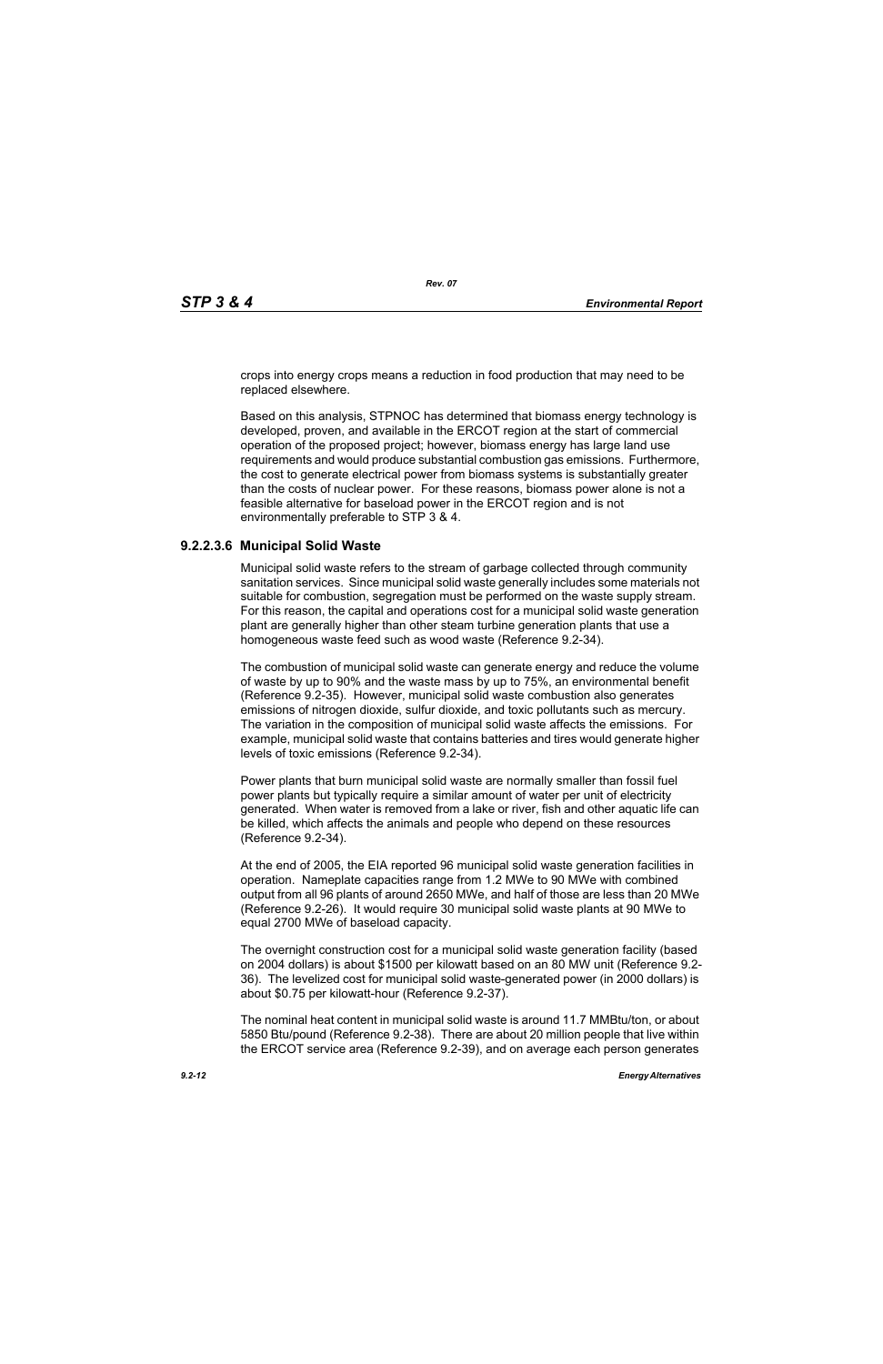crops into energy crops means a reduction in food production that may need to be replaced elsewhere.

Based on this analysis, STPNOC has determined that biomass energy technology is developed, proven, and available in the ERCOT region at the start of commercial operation of the proposed project; however, biomass energy has large land use requirements and would produce substantial combustion gas emissions. Furthermore, the cost to generate electrical power from biomass systems is substantially greater than the costs of nuclear power. For these reasons, biomass power alone is not a feasible alternative for baseload power in the ERCOT region and is not environmentally preferable to STP 3 & 4.

### 9.2.2.3.6 Municipal Solid Waste

Municipal solid waste refers to the stream of garbage collected through community sanitation services. Since municipal solid waste generally includes some materials not suitable for combustion, segregation must be performed on the waste supply stream. For this reason, the capital and operations cost for a municipal solid waste generation plant are generally higher than other steam turbine generation plants that use a homogeneous waste feed such as wood waste (Reference 9.2-34).

The combustion of municipal solid waste can generate energy and reduce the volume of waste by up to 90% and the waste mass by up to 75%, an environmental benefit (Reference 9.2-35). However, municipal solid waste combustion also generates emissions of nitrogen dioxide, sulfur dioxide, and toxic pollutants such as mercury. The variation in the composition of municipal solid waste affects the emissions. For example, municipal solid waste that contains batteries and tires would generate higher levels of toxic emissions (Reference 9.2-34).

Power plants that burn municipal solid waste are normally smaller than fossil fuel power plants but typically require a similar amount of water per unit of electricity generated. When water is removed from a lake or river, fish and other aquatic life can be killed, which affects the animals and people who depend on these resources (Reference 9.2-34).

At the end of 2005, the EIA reported 96 municipal solid waste generation facilities in operation. Nameplate capacities range from 1.2 MWe to 90 MWe with combined output from all 96 plants of around 2650 MWe, and half of those are less than 20 MWe (Reference 9.2-26). It would require 30 municipal solid waste plants at 90 MWe to equal 2700 MWe of baseload capacity.

The overnight construction cost for a municipal solid waste generation facility (based on 2004 dollars) is about $1500 per kilowatt based on an 80 MW unit (Reference 9.2-36). The levelized cost for municipal solid waste-generated power (in 2000 dollars) is about $0.75 per kilowatt-hour (Reference 9.2-37).

The nominal heat content in municipal solid waste is around 11.7 MMBtu/ton, or about 5850 Btu/pound (Reference 9.2-38). There are about 20 million people that live within the ERCOT service area (Reference 9.2-39), and on average each person generates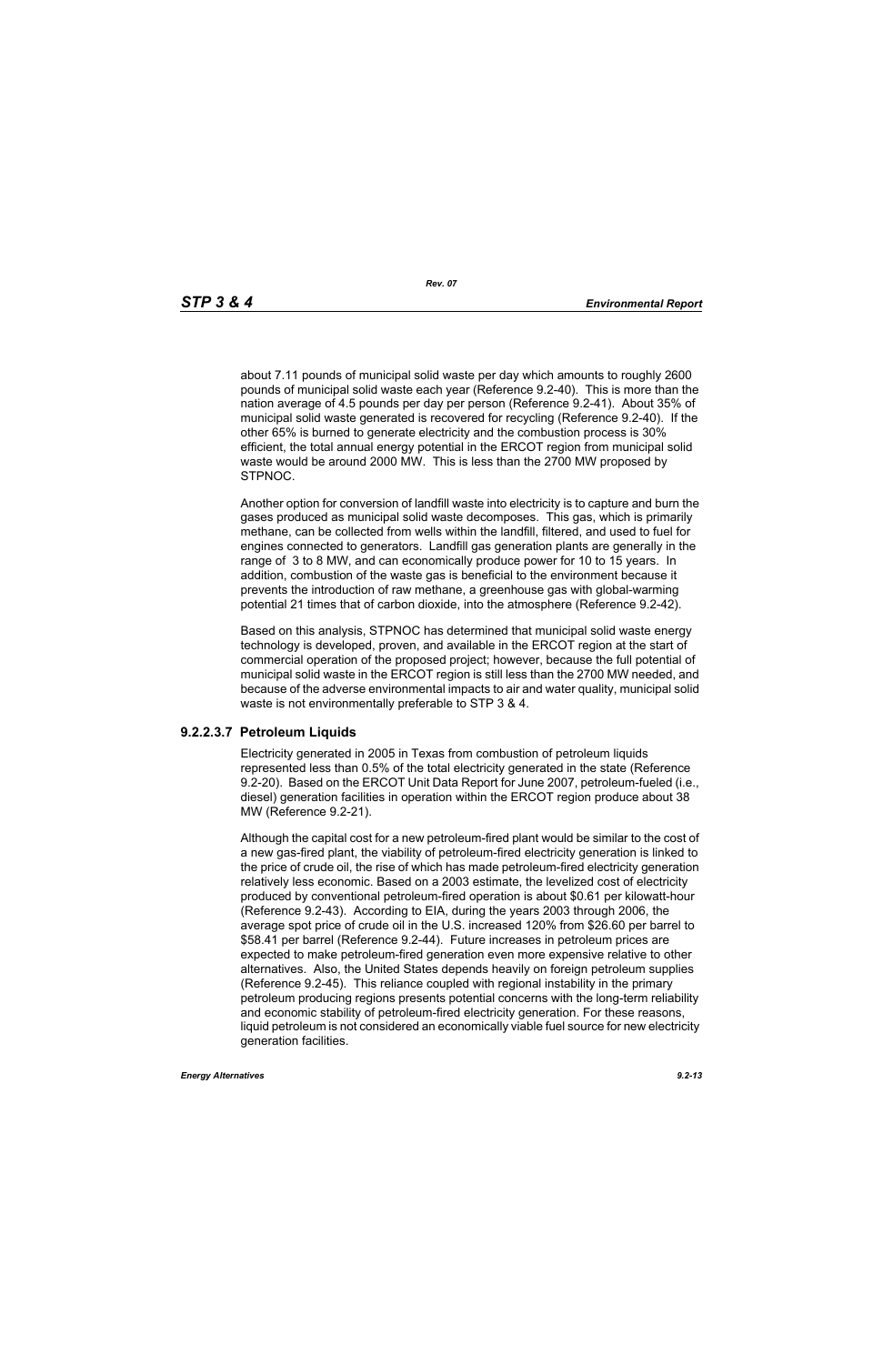about 7.11 pounds of municipal solid waste per day which amounts to roughly 2600 pounds of municipal solid waste each year (Reference 9.2-40). This is more than the nation average of 4.5 pounds per day per person (Reference 9.2-41). About 35% of municipal solid waste generated is recovered for recycling (Reference 9.2-40). If the other 65% is burned to generate electricity and the combustion process is 30% efficient, the total annual energy potential in the ERCOT region from municipal solid waste would be around 2000 MW. This is less than the 2700 MW proposed by STPNOC.

Another option for conversion of landfill waste into electricity is to capture and burn the gases produced as municipal solid waste decomposes. This gas, which is primarily methane, can be collected from wells within the landfill, filtered, and used to fuel for engines connected to generators. Landfill gas generation plants are generally in the range of 3 to 8 MW, and can economically produce power for 10 to 15 years. In addition, combustion of the waste gas is beneficial to the environment because it prevents the introduction of raw methane, a greenhouse gas with global-warming potential 21 times that of carbon dioxide, into the atmosphere (Reference 9.2-42).

Based on this analysis, STPNOC has determined that municipal solid waste energy technology is developed, proven, and available in the ERCOT region at the start of commercial operation of the proposed project; however, because the full potential of municipal solid waste in the ERCOT region is still less than the 2700 MW needed, and because of the adverse environmental impacts to air and water quality, municipal solid waste is not environmentally preferable to STP 3 & 4.

#### 9.2.2.3.7 Petroleum Liquids

Electricity generated in 2005 in Texas from combustion of petroleum liquids represented less than 0.5% of the total electricity generated in the state (Reference 9.2-20). Based on the ERCOT Unit Data Report for June 2007, petroleum-fueled (i.e., diesel) generation facilities in operation within the ERCOT region produce about 38 MW (Reference 9.2-21).

Although the capital cost for a new petroleum-fired plant would be similar to the cost of a new gas-fired plant, the viability of petroleum-fired electricity generation is linked to the price of crude oil, the rise of which has made petroleum-fired electricity generation relatively less economic. Based on a 2003 estimate, the levelized cost of electricity produced by conventional petroleum-fired operation is about $0.61 per kilowatt-hour (Reference 9.2-43). According to EIA, during the years 2003 through 2006, the average spot price of crude oil in the U.S. increased 120% from $26.60 per barrel to $58.41 per barrel (Reference 9.2-44). Future increases in petroleum prices are expected to make petroleum-fired generation even more expensive relative to other alternatives. Also, the United States depends heavily on foreign petroleum supplies (Reference 9.2-45). This reliance coupled with regional instability in the primary petroleum producing regions presents potential concerns with the long-term reliability and economic stability of petroleum-fired electricity generation. For these reasons, liquid petroleum is not considered an economically viable fuel source for new electricity generation facilities.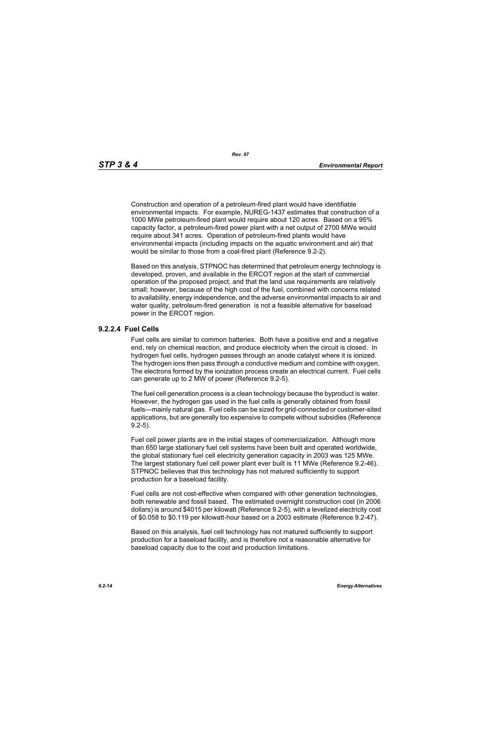Construction and operation of a petroleum-fired plant would have identifiable environmental impacts. For example, NUREG-1437 estimates that construction of a 1000 MWe petroleum-fired plant would require about 120 acres. Based on a 95% capacity factor, a petroleum-fired power plant with a net output of 2700 MWe would require about 341 acres. Operation of petroleum-fired plants would have environmental impacts (including impacts on the aquatic environment and air) that would be similar to those from a coal-fired plant (Reference 9.2-2).

Based on this analysis, STPNOC has determined that petroleum energy technology is developed, proven, and available in the ERCOT region at the start of commercial operation of the proposed project, and that the land use requirements are relatively small; however, because of the high cost of the fuel, combined with concerns related to availability, energy independence, and the adverse environmental impacts to air and water quality, petroleum-fired generation is not a feasible alternative for baseload power in the ERCOT region.

### 9.2.2.4 Fuel Cells

Fuel cells are similar to common batteries. Both have a positive end and a negative end, rely on chemical reaction, and produce electricity when the circuit is closed. In hydrogen fuel cells, hydrogen passes through an anode catalyst where it is ionized. The hydrogen ions then pass through a conductive medium and combine with oxygen. The electrons formed by the ionization process create an electrical current. Fuel cells can generate up to 2 MW of power (Reference 9.2-5).

The fuel cell generation process is a clean technology because the byproduct is water. However, the hydrogen gas used in the fuel cells is generally obtained from fossil fuels—mainly natural gas. Fuel cells can be sized for grid-connected or customer-sited applications, but are generally too expensive to compete without subsidies (Reference 9.2-5).

Fuel cell power plants are in the initial stages of commercialization. Although more than 650 large stationary fuel cell systems have been built and operated worldwide, the global stationary fuel cell electricity generation capacity in 2003 was 125 MWe. The largest stationary fuel cell power plant ever built is 11 MWe (Reference 9.2-46). STPNOC believes that this technology has not matured sufficiently to support production for a baseload facility.

Fuel cells are not cost-effective when compared with other generation technologies, both renewable and fossil based. The estimated overnight construction cost (in 2006 dollars) is around $4015 per kilowatt (Reference 9.2-5), with a levelized electricity cost of $0.058 to $0.119 per kilowatt-hour based on a 2003 estimate (Reference 9.2-47).

Based on this analysis, fuel cell technology has not matured sufficiently to support production for a baseload facility, and is therefore not a reasonable alternative for baseload capacity due to the cost and production limitations.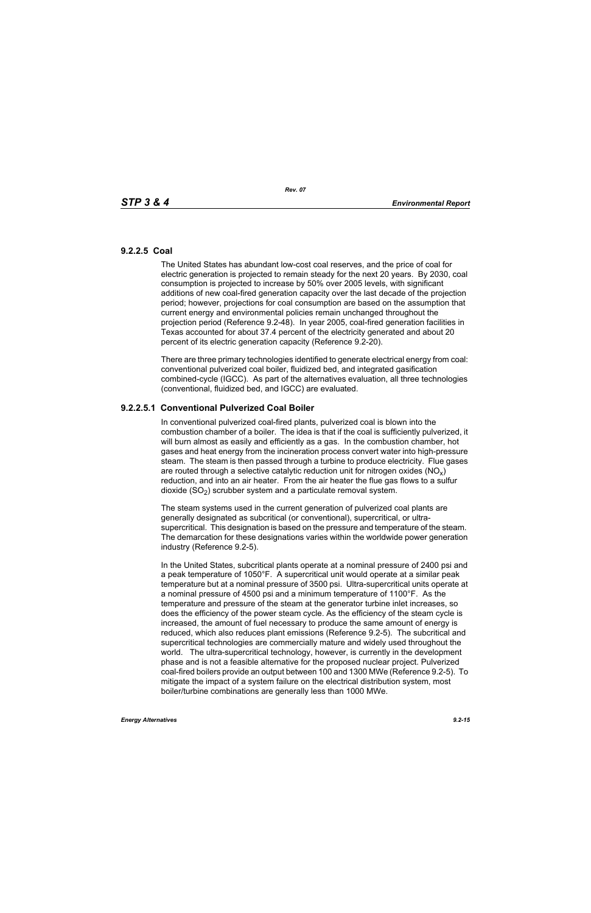### 9.2.2.5 Coal

The United States has abundant low-cost coal reserves, and the price of coal for electric generation is projected to remain steady for the next 20 years. By 2030, coal consumption is projected to increase by 50% over 2005 levels, with significant additions of new coal-fired generation capacity over the last decade of the projection period; however, projections for coal consumption are based on the assumption that current energy and environmental policies remain unchanged throughout the projection period (Reference 9.2-48). In year 2005, coal-fired generation facilities in Texas accounted for about 37.4 percent of the electricity generated and about 20 percent of its electric generation capacity (Reference 9.2-20).

There are three primary technologies identified to generate electrical energy from coal: conventional pulverized coal boiler, fluidized bed, and integrated gasification combined-cycle (IGCC). As part of the alternatives evaluation, all three technologies (conventional, fluidized bed, and IGCC) are evaluated.

#### 9.2.2.5.1 Conventional Pulverized Coal Boiler

In conventional pulverized coal-fired plants, pulverized coal is blown into the combustion chamber of a boiler. The idea is that if the coal is sufficiently pulverized, it will burn almost as easily and efficiently as a gas. In the combustion chamber, hot gases and heat energy from the incineration process convert water into high-pressure steam. The steam is then passed through a turbine to produce electricity. Flue gases are routed through a selective catalytic reduction unit for nitrogen oxides ($NO_x$) reduction, and into an air heater. From the air heater the flue gas flows to a sulfur dioxide ($SO_2$) scrubber system and a particulate removal system.

The steam systems used in the current generation of pulverized coal plants are generally designated as subcritical (or conventional), supercritical, or ultra-supercritical. This designation is based on the pressure and temperature of the steam. The demarcation for these designations varies within the worldwide power generation industry (Reference 9.2-5).

In the United States, subcritical plants operate at a nominal pressure of 2400 psi and a peak temperature of 1050°F. A supercritical unit would operate at a similar peak temperature but at a nominal pressure of 3500 psi. Ultra-supercritical units operate at a nominal pressure of 4500 psi and a minimum temperature of 1100°F. As the temperature and pressure of the steam at the generator turbine inlet increases, so does the efficiency of the power steam cycle. As the efficiency of the steam cycle is increased, the amount of fuel necessary to produce the same amount of energy is reduced, which also reduces plant emissions (Reference 9.2-5). The subcritical and supercritical technologies are commercially mature and widely used throughout the world. The ultra-supercritical technology, however, is currently in the development phase and is not a feasible alternative for the proposed nuclear project. Pulverized coal-fired boilers provide an output between 100 and 1300 MWe (Reference 9.2-5). To mitigate the impact of a system failure on the electrical distribution system, most boiler/turbine combinations are generally less than 1000 MWe.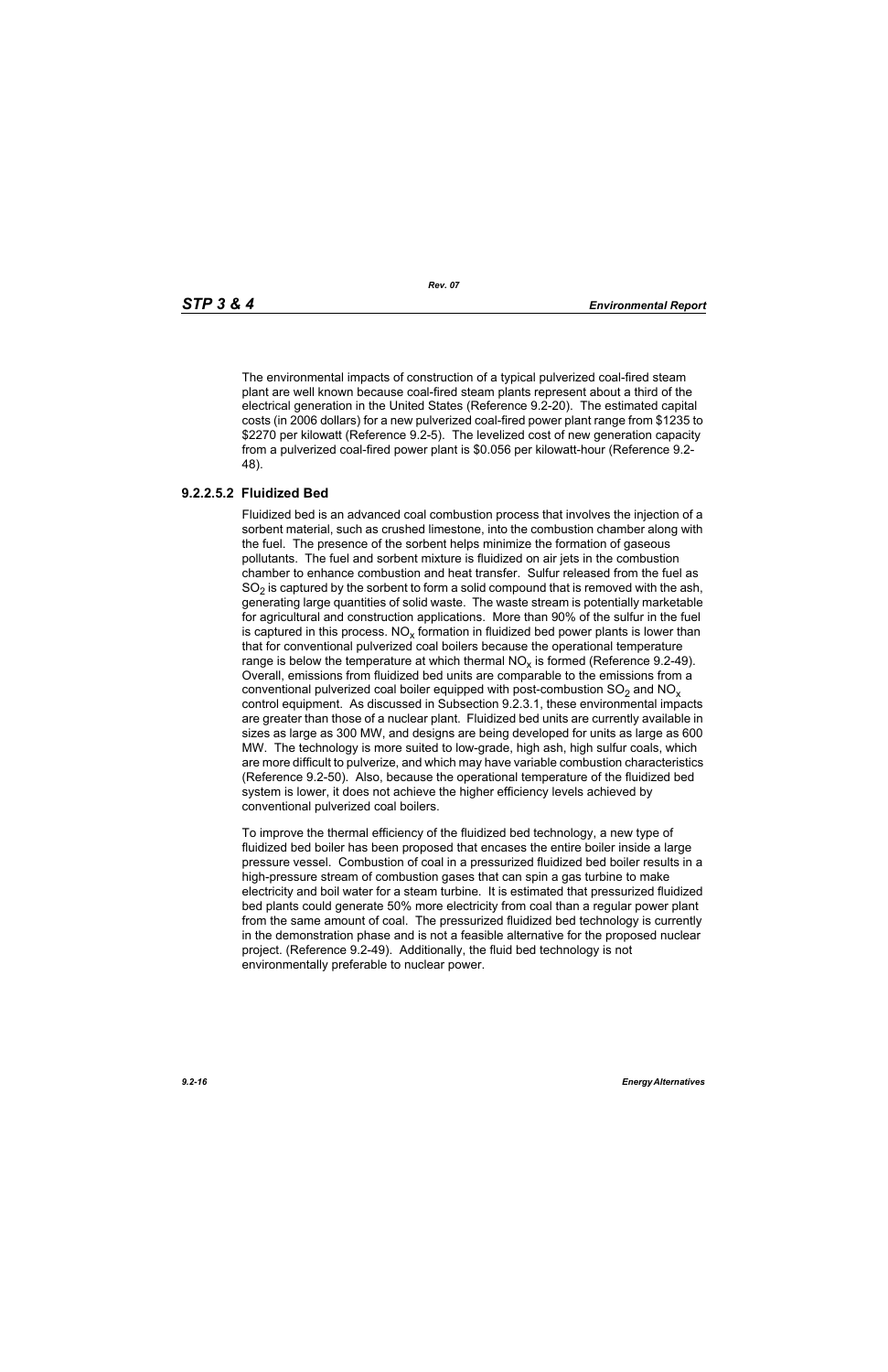The environmental impacts of construction of a typical pulverized coal-fired steam plant are well known because coal-fired steam plants represent about a third of the electrical generation in the United States (Reference 9.2-20). The estimated capital costs (in 2006 dollars) for a new pulverized coal-fired power plant range from $1235 to $2270 per kilowatt (Reference 9.2-5). The levelized cost of new generation capacity from a pulverized coal-fired power plant is $0.056 per kilowatt-hour (Reference 9.2-48).

### 9.2.2.5.2 Fluidized Bed

Fluidized bed is an advanced coal combustion process that involves the injection of a sorbent material, such as crushed limestone, into the combustion chamber along with the fuel. The presence of the sorbent helps minimize the formation of gaseous pollutants. The fuel and sorbent mixture is fluidized on air jets in the combustion chamber to enhance combustion and heat transfer. Sulfur released from the fuel as $SO_2$ is captured by the sorbent to form a solid compound that is removed with the ash, generating large quantities of solid waste. The waste stream is potentially marketable for agricultural and construction applications. More than 90% of the sulfur in the fuel is captured in this process. $NO_x$ formation in fluidized bed power plants is lower than that for conventional pulverized coal boilers because the operational temperature range is below the temperature at which thermal $NO_x$ is formed (Reference 9.2-49). Overall, emissions from fluidized bed units are comparable to the emissions from a conventional pulverized coal boiler equipped with post-combustion $SO_2$ and $NO_x$ control equipment. As discussed in Subsection 9.2.3.1, these environmental impacts are greater than those of a nuclear plant. Fluidized bed units are currently available in sizes as large as 300 MW, and designs are being developed for units as large as 600 MW. The technology is more suited to low-grade, high ash, high sulfur coals, which are more difficult to pulverize, and which may have variable combustion characteristics (Reference 9.2-50). Also, because the operational temperature of the fluidized bed system is lower, it does not achieve the higher efficiency levels achieved by conventional pulverized coal boilers.

To improve the thermal efficiency of the fluidized bed technology, a new type of fluidized bed boiler has been proposed that encases the entire boiler inside a large pressure vessel. Combustion of coal in a pressurized fluidized bed boiler results in a high-pressure stream of combustion gases that can spin a gas turbine to make electricity and boil water for a steam turbine. It is estimated that pressurized fluidized bed plants could generate 50% more electricity from coal than a regular power plant from the same amount of coal. The pressurized fluidized bed technology is currently in the demonstration phase and is not a feasible alternative for the proposed nuclear project. (Reference 9.2-49). Additionally, the fluid bed technology is not environmentally preferable to nuclear power.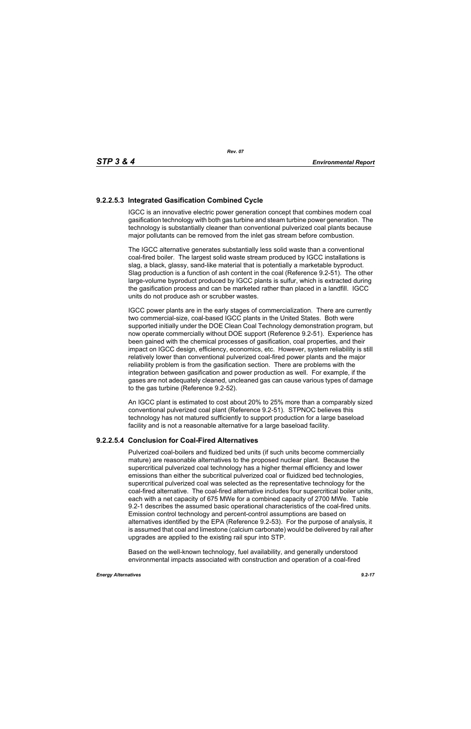### 9.2.2.5.3 Integrated Gasification Combined Cycle

IGCC is an innovative electric power generation concept that combines modern coal gasification technology with both gas turbine and steam turbine power generation. The technology is substantially cleaner than conventional pulverized coal plants because major pollutants can be removed from the inlet gas stream before combustion.

The IGCC alternative generates substantially less solid waste than a conventional coal-fired boiler. The largest solid waste stream produced by IGCC installations is slag, a black, glassy, sand-like material that is potentially a marketable byproduct. Slag production is a function of ash content in the coal (Reference 9.2-51). The other large-volume byproduct produced by IGCC plants is sulfur, which is extracted during the gasification process and can be marketed rather than placed in a landfill. IGCC units do not produce ash or scrubber wastes.

IGCC power plants are in the early stages of commercialization. There are currently two commercial-size, coal-based IGCC plants in the United States. Both were supported initially under the DOE Clean Coal Technology demonstration program, but now operate commercially without DOE support (Reference 9.2-51). Experience has been gained with the chemical processes of gasification, coal properties, and their impact on IGCC design, efficiency, economics, etc. However, system reliability is still relatively lower than conventional pulverized coal-fired power plants and the major reliability problem is from the gasification section. There are problems with the integration between gasification and power production as well. For example, if the gases are not adequately cleaned, uncleaned gas can cause various types of damage to the gas turbine (Reference 9.2-52).

An IGCC plant is estimated to cost about 20% to 25% more than a comparably sized conventional pulverized coal plant (Reference 9.2-51). STPNOC believes this technology has not matured sufficiently to support production for a large baseload facility and is not a reasonable alternative for a large baseload facility.

### 9.2.2.5.4 Conclusion for Coal-Fired Alternatives

Pulverized coal-boilers and fluidized bed units (if such units become commercially mature) are reasonable alternatives to the proposed nuclear plant. Because the supercritical pulverized coal technology has a higher thermal efficiency and lower emissions than either the subcritical pulverized coal or fluidized bed technologies, supercritical pulverized coal was selected as the representative technology for the coal-fired alternative. The coal-fired alternative includes four supercritical boiler units, each with a net capacity of 675 MWe for a combined capacity of 2700 MWe. Table 9.2-1 describes the assumed basic operational characteristics of the coal-fired units. Emission control technology and percent-control assumptions are based on alternatives identified by the EPA (Reference 9.2-53). For the purpose of analysis, it is assumed that coal and limestone (calcium carbonate) would be delivered by rail after upgrades are applied to the existing rail spur into STP.

Based on the well-known technology, fuel availability, and generally understood environmental impacts associated with construction and operation of a coal-fired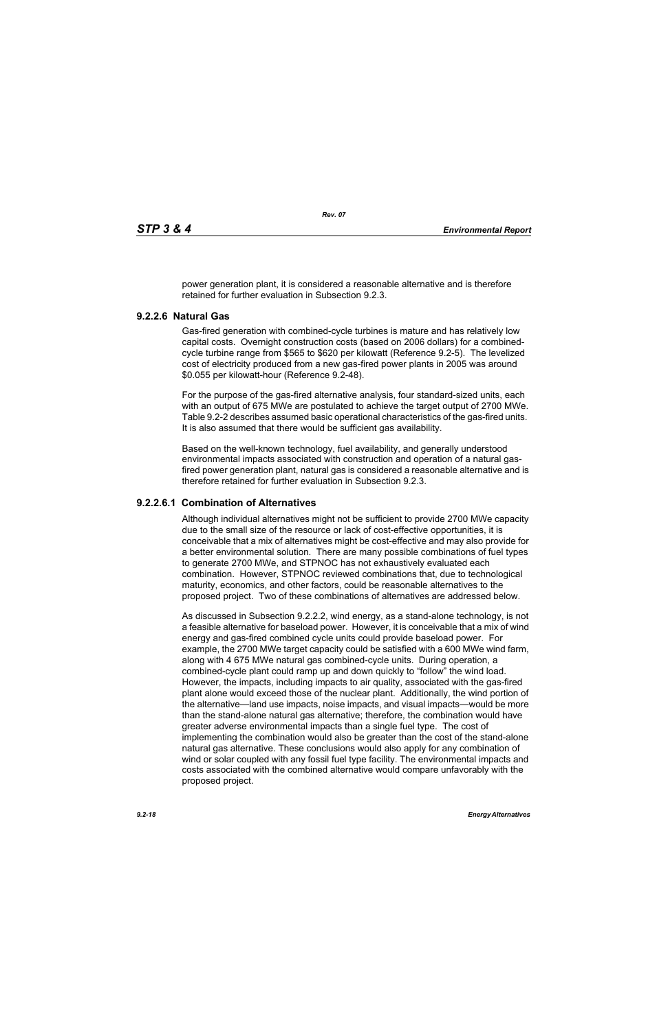power generation plant, it is considered a reasonable alternative and is therefore retained for further evaluation in Subsection 9.2.3.

### 9.2.2.6 Natural Gas

Gas-fired generation with combined-cycle turbines is mature and has relatively low capital costs. Overnight construction costs (based on 2006 dollars) for a combined-cycle turbine range from $565 to $620 per kilowatt (Reference 9.2-5). The levelized cost of electricity produced from a new gas-fired power plants in 2005 was around $0.055 per kilowatt-hour (Reference 9.2-48).

For the purpose of the gas-fired alternative analysis, four standard-sized units, each with an output of 675 MWe are postulated to achieve the target output of 2700 MWe. Table 9.2-2 describes assumed basic operational characteristics of the gas-fired units. It is also assumed that there would be sufficient gas availability.

Based on the well-known technology, fuel availability, and generally understood environmental impacts associated with construction and operation of a natural gas-fired power generation plant, natural gas is considered a reasonable alternative and is therefore retained for further evaluation in Subsection 9.2.3.

#### 9.2.2.6.1 Combination of Alternatives

Although individual alternatives might not be sufficient to provide 2700 MWe capacity due to the small size of the resource or lack of cost-effective opportunities, it is conceivable that a mix of alternatives might be cost-effective and may also provide for a better environmental solution. There are many possible combinations of fuel types to generate 2700 MWe, and STPNOC has not exhaustively evaluated each combination. However, STPNOC reviewed combinations that, due to technological maturity, economics, and other factors, could be reasonable alternatives to the proposed project. Two of these combinations of alternatives are addressed below.

As discussed in Subsection 9.2.2.2, wind energy, as a stand-alone technology, is not a feasible alternative for baseload power. However, it is conceivable that a mix of wind energy and gas-fired combined cycle units could provide baseload power. For example, the 2700 MWe target capacity could be satisfied with a 600 MWe wind farm, along with 4 675 MWe natural gas combined-cycle units. During operation, a combined-cycle plant could ramp up and down quickly to "follow" the wind load. However, the impacts, including impacts to air quality, associated with the gas-fired plant alone would exceed those of the nuclear plant. Additionally, the wind portion of the alternative—land use impacts, noise impacts, and visual impacts—would be more than the stand-alone natural gas alternative; therefore, the combination would have greater adverse environmental impacts than a single fuel type. The cost of implementing the combination would also be greater than the cost of the stand-alone natural gas alternative. These conclusions would also apply for any combination of wind or solar coupled with any fossil fuel type facility. The environmental impacts and costs associated with the combined alternative would compare unfavorably with the proposed project.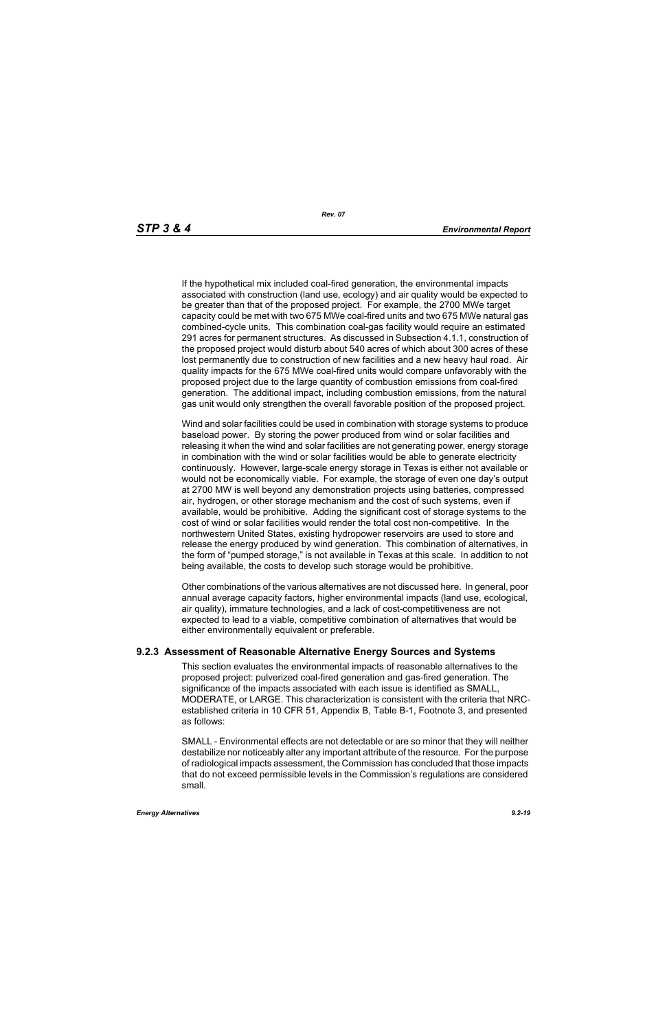If the hypothetical mix included coal-fired generation, the environmental impacts associated with construction (land use, ecology) and air quality would be expected to be greater than that of the proposed project. For example, the 2700 MWe target capacity could be met with two 675 MWe coal-fired units and two 675 MWe natural gas combined-cycle units. This combination coal-gas facility would require an estimated 291 acres for permanent structures. As discussed in Subsection 4.1.1, construction of the proposed project would disturb about 540 acres of which about 300 acres of these lost permanently due to construction of new facilities and a new heavy haul road. Air quality impacts for the 675 MWe coal-fired units would compare unfavorably with the proposed project due to the large quantity of combustion emissions from coal-fired generation. The additional impact, including combustion emissions, from the natural gas unit would only strengthen the overall favorable position of the proposed project.

Wind and solar facilities could be used in combination with storage systems to produce baseload power. By storing the power produced from wind or solar facilities and releasing it when the wind and solar facilities are not generating power, energy storage in combination with the wind or solar facilities would be able to generate electricity continuously. However, large-scale energy storage in Texas is either not available or would not be economically viable. For example, the storage of even one day's output at 2700 MW is well beyond any demonstration projects using batteries, compressed air, hydrogen, or other storage mechanism and the cost of such systems, even if available, would be prohibitive. Adding the significant cost of storage systems to the cost of wind or solar facilities would render the total cost non-competitive. In the northwestern United States, existing hydropower reservoirs are used to store and release the energy produced by wind generation. This combination of alternatives, in the form of "pumped storage," is not available in Texas at this scale. In addition to not being available, the costs to develop such storage would be prohibitive.

Other combinations of the various alternatives are not discussed here. In general, poor annual average capacity factors, higher environmental impacts (land use, ecological, air quality), immature technologies, and a lack of cost-competitiveness are not expected to lead to a viable, competitive combination of alternatives that would be either environmentally equivalent or preferable.

### 9.2.3 Assessment of Reasonable Alternative Energy Sources and Systems

This section evaluates the environmental impacts of reasonable alternatives to the proposed project: pulverized coal-fired generation and gas-fired generation. The significance of the impacts associated with each issue is identified as SMALL, MODERATE, or LARGE. This characterization is consistent with the criteria that NRC-established criteria in 10 CFR 51, Appendix B, Table B-1, Footnote 3, and presented as follows:

SMALL - Environmental effects are not detectable or are so minor that they will neither destabilize nor noticeably alter any important attribute of the resource. For the purpose of radiological impacts assessment, the Commission has concluded that those impacts that do not exceed permissible levels in the Commission's regulations are considered small.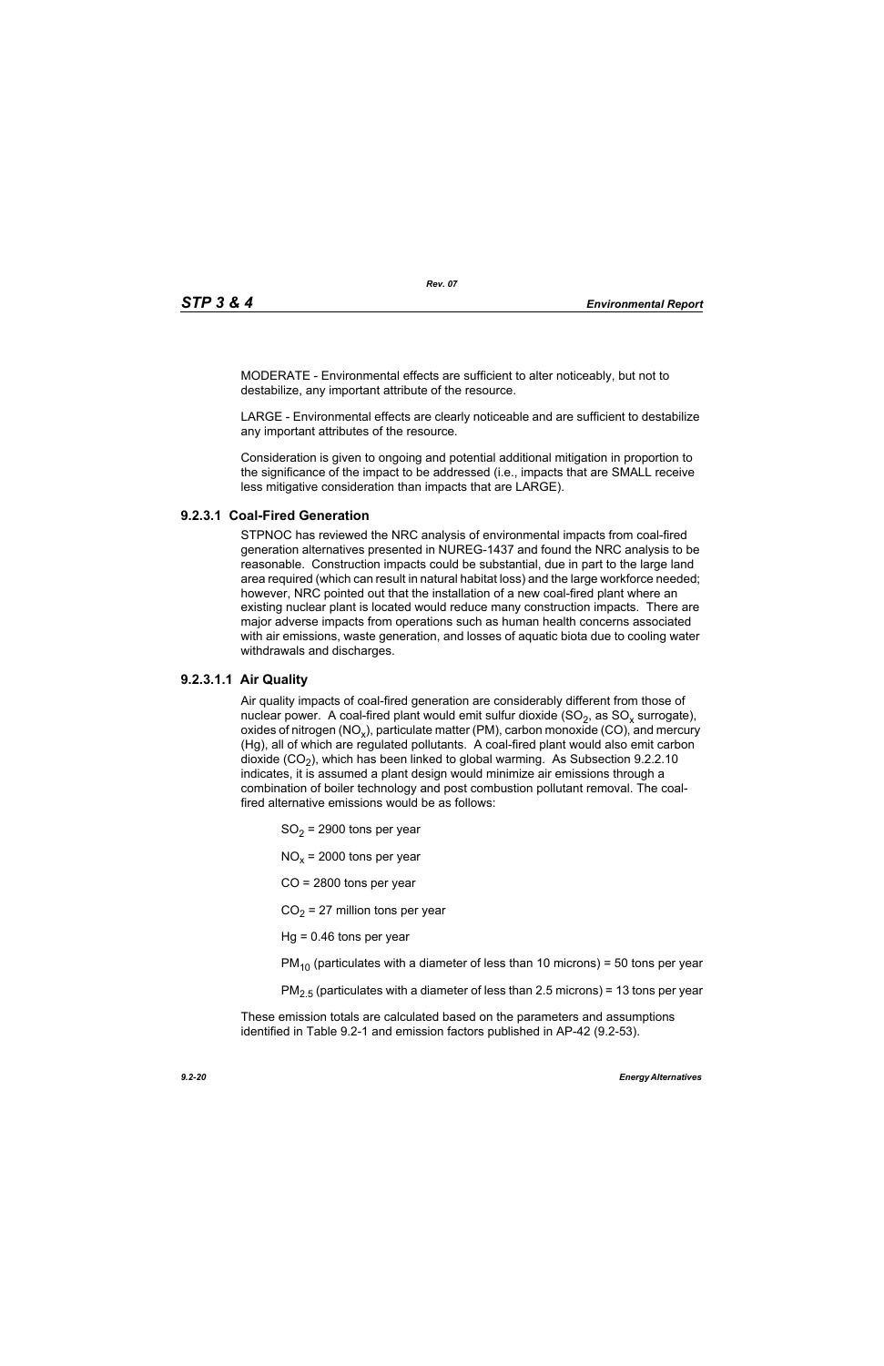MODERATE - Environmental effects are sufficient to alter noticeably, but not to destabilize, any important attribute of the resource.

LARGE - Environmental effects are clearly noticeable and are sufficient to destabilize any important attributes of the resource.

Consideration is given to ongoing and potential additional mitigation in proportion to the significance of the impact to be addressed (i.e., impacts that are SMALL receive less mitigative consideration than impacts that are LARGE).

### 9.2.3.1 Coal-Fired Generation

STPNOC has reviewed the NRC analysis of environmental impacts from coal-fired generation alternatives presented in NUREG-1437 and found the NRC analysis to be reasonable. Construction impacts could be substantial, due in part to the large land area required (which can result in natural habitat loss) and the large workforce needed; however, NRC pointed out that the installation of a new coal-fired plant where an existing nuclear plant is located would reduce many construction impacts. There are major adverse impacts from operations such as human health concerns associated with air emissions, waste generation, and losses of aquatic biota due to cooling water withdrawals and discharges.

#### 9.2.3.1.1 Air Quality

Air quality impacts of coal-fired generation are considerably different from those of nuclear power. A coal-fired plant would emit sulfur dioxide ($SO_2$, as $SO_x$ surrogate), oxides of nitrogen ($NO_x$), particulate matter (PM), carbon monoxide (CO), and mercury (Hg), all of which are regulated pollutants. A coal-fired plant would also emit carbon dioxide ($CO_2$), which has been linked to global warming. As Subsection 9.2.2.10 indicates, it is assumed a plant design would minimize air emissions through a combination of boiler technology and post combustion pollutant removal. The coal-fired alternative emissions would be as follows:

$SO_2$ = 2900 tons per year

$NO_x$ = 2000 tons per year

CO = 2800 tons per year

$CO_2$ = 27 million tons per year

Hg = 0.46 tons per year

$PM_{10}$ (particulates with a diameter of less than 10 microns) = 50 tons per year

$PM_{2.5}$ (particulates with a diameter of less than 2.5 microns) = 13 tons per year

These emission totals are calculated based on the parameters and assumptions identified in Table 9.2-1 and emission factors published in AP-42 (9.2-53).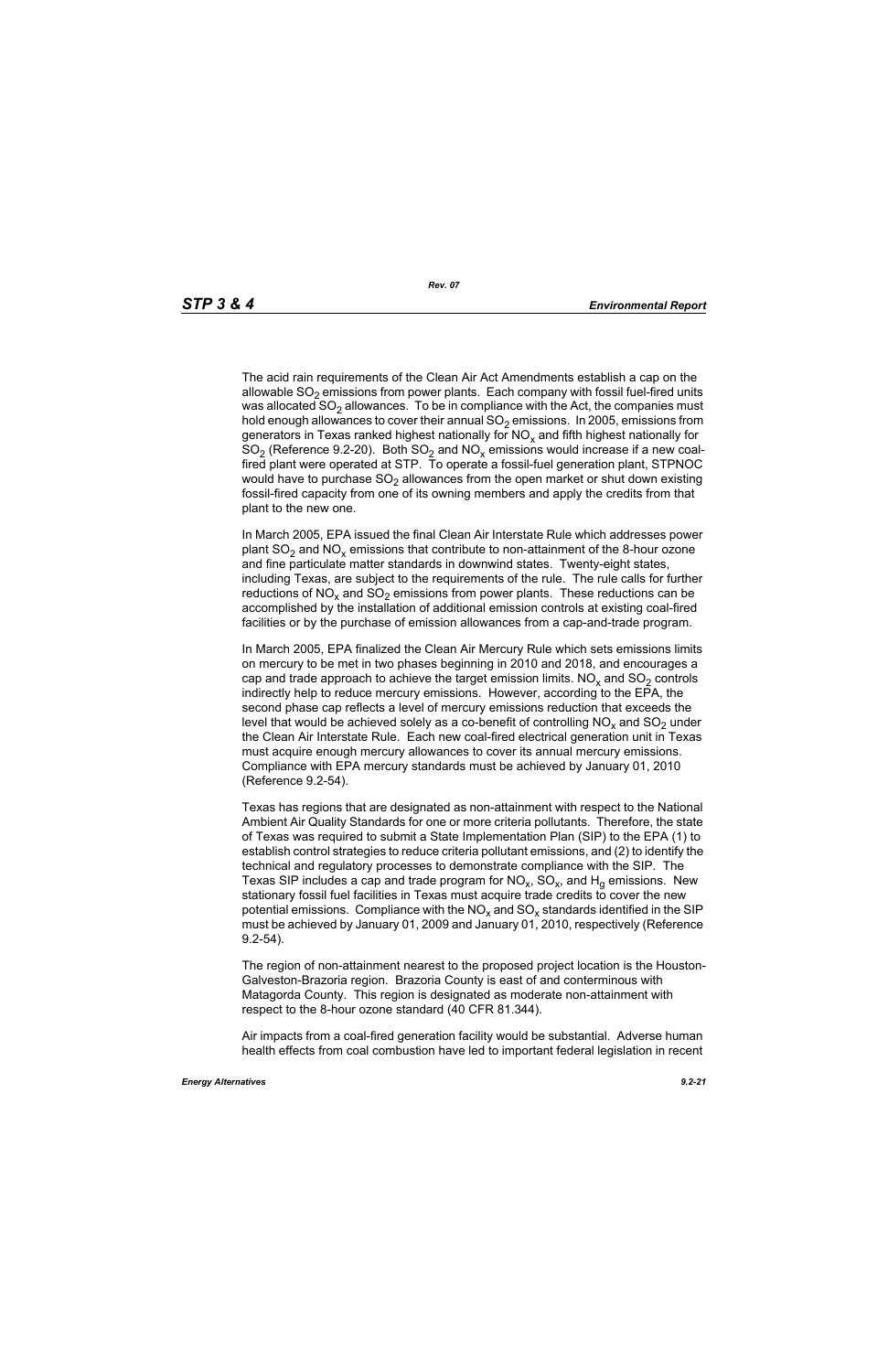The acid rain requirements of the Clean Air Act Amendments establish a cap on the allowable $SO_2$ emissions from power plants. Each company with fossil fuel-fired units was allocated $SO_2$ allowances. To be in compliance with the Act, the companies must hold enough allowances to cover their annual $SO_2$ emissions. In 2005, emissions from generators in Texas ranked highest nationally for $NO_x$ and fifth highest nationally for $SO_2$ (Reference 9.2-20). Both $SO_2$ and $NO_x$ emissions would increase if a new coal-fired plant were operated at STP. To operate a fossil-fuel generation plant, STPNOC would have to purchase $SO_2$ allowances from the open market or shut down existing fossil-fired capacity from one of its owning members and apply the credits from that plant to the new one.

In March 2005, EPA issued the final Clean Air Interstate Rule which addresses power plant $SO_2$ and $NO_x$ emissions that contribute to non-attainment of the 8-hour ozone and fine particulate matter standards in downwind states. Twenty-eight states, including Texas, are subject to the requirements of the rule. The rule calls for further reductions of $NO_x$ and $SO_2$ emissions from power plants. These reductions can be accomplished by the installation of additional emission controls at existing coal-fired facilities or by the purchase of emission allowances from a cap-and-trade program.

In March 2005, EPA finalized the Clean Air Mercury Rule which sets emissions limits on mercury to be met in two phases beginning in 2010 and 2018, and encourages a cap and trade approach to achieve the target emission limits. $NO_x$ and $SO_2$ controls indirectly help to reduce mercury emissions. However, according to the EPA, the second phase cap reflects a level of mercury emissions reduction that exceeds the level that would be achieved solely as a co-benefit of controlling $NO_x$ and $SO_2$ under the Clean Air Interstate Rule. Each new coal-fired electrical generation unit in Texas must acquire enough mercury allowances to cover its annual mercury emissions. Compliance with EPA mercury standards must be achieved by January 01, 2010 (Reference 9.2-54).

Texas has regions that are designated as non-attainment with respect to the National Ambient Air Quality Standards for one or more criteria pollutants. Therefore, the state of Texas was required to submit a State Implementation Plan (SIP) to the EPA (1) to establish control strategies to reduce criteria pollutant emissions, and (2) to identify the technical and regulatory processes to demonstrate compliance with the SIP. The Texas SIP includes a cap and trade program for $NO_x$, $SO_x$, and $H_g$ emissions. New stationary fossil fuel facilities in Texas must acquire trade credits to cover the new potential emissions. Compliance with the $NO_x$ and $SO_x$ standards identified in the SIP must be achieved by January 01, 2009 and January 01, 2010, respectively (Reference 9.2-54).

The region of non-attainment nearest to the proposed project location is the Houston-Galveston-Brazoria region. Brazoria County is east of and conterminous with Matagorda County. This region is designated as moderate non-attainment with respect to the 8-hour ozone standard (40 CFR 81.344).

Air impacts from a coal-fired generation facility would be substantial. Adverse human health effects from coal combustion have led to important federal legislation in recent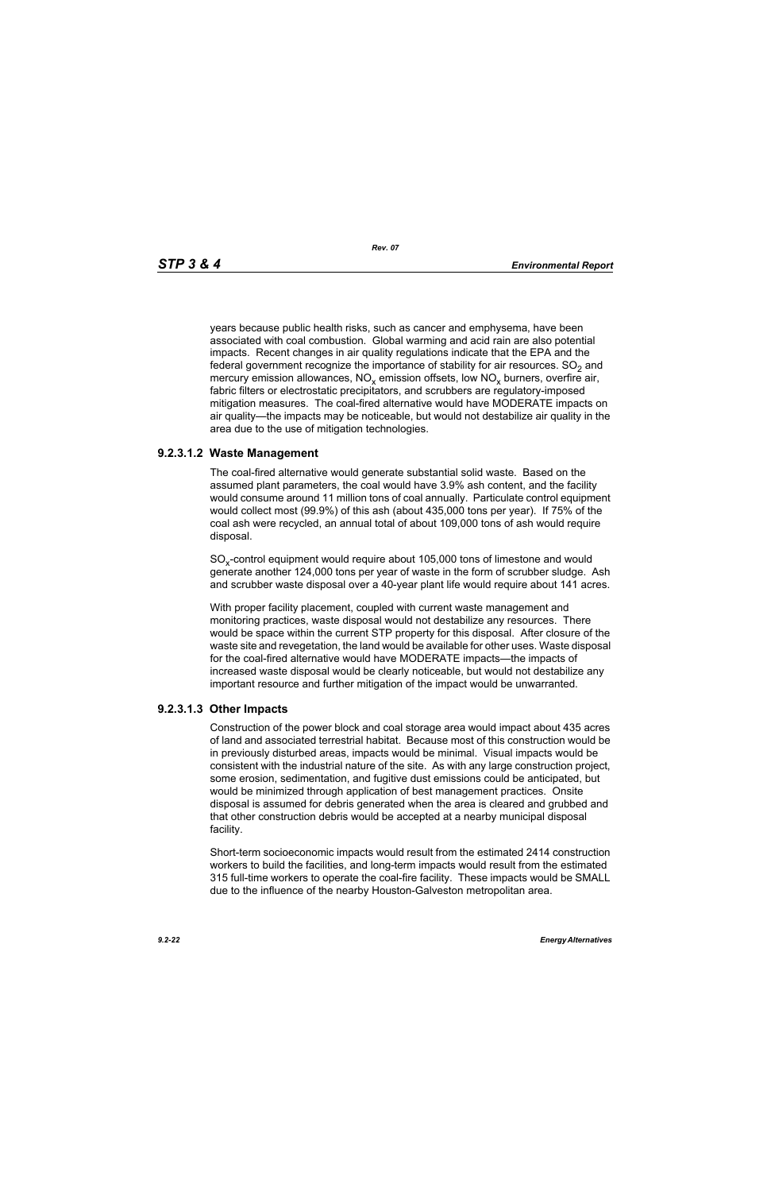years because public health risks, such as cancer and emphysema, have been associated with coal combustion. Global warming and acid rain are also potential impacts. Recent changes in air quality regulations indicate that the EPA and the federal government recognize the importance of stability for air resources. $SO_2$ and mercury emission allowances, $NO_x$ emission offsets, low $NO_x$ burners, overfire air, fabric filters or electrostatic precipitators, and scrubbers are regulatory-imposed mitigation measures. The coal-fired alternative would have MODERATE impacts on air quality—the impacts may be noticeable, but would not destabilize air quality in the area due to the use of mitigation technologies.

### 9.2.3.1.2 Waste Management

The coal-fired alternative would generate substantial solid waste. Based on the assumed plant parameters, the coal would have 3.9% ash content, and the facility would consume around 11 million tons of coal annually. Particulate control equipment would collect most (99.9%) of this ash (about 435,000 tons per year). If 75% of the coal ash were recycled, an annual total of about 109,000 tons of ash would require disposal.

$SO_x$-control equipment would require about 105,000 tons of limestone and would generate another 124,000 tons per year of waste in the form of scrubber sludge. Ash and scrubber waste disposal over a 40-year plant life would require about 141 acres.

With proper facility placement, coupled with current waste management and monitoring practices, waste disposal would not destabilize any resources. There would be space within the current STP property for this disposal. After closure of the waste site and revegetation, the land would be available for other uses. Waste disposal for the coal-fired alternative would have MODERATE impacts—the impacts of increased waste disposal would be clearly noticeable, but would not destabilize any important resource and further mitigation of the impact would be unwarranted.

### 9.2.3.1.3 Other Impacts

Construction of the power block and coal storage area would impact about 435 acres of land and associated terrestrial habitat. Because most of this construction would be in previously disturbed areas, impacts would be minimal. Visual impacts would be consistent with the industrial nature of the site. As with any large construction project, some erosion, sedimentation, and fugitive dust emissions could be anticipated, but would be minimized through application of best management practices. Onsite disposal is assumed for debris generated when the area is cleared and grubbed and that other construction debris would be accepted at a nearby municipal disposal facility.

Short-term socioeconomic impacts would result from the estimated 2414 construction workers to build the facilities, and long-term impacts would result from the estimated 315 full-time workers to operate the coal-fire facility. These impacts would be SMALL due to the influence of the nearby Houston-Galveston metropolitan area.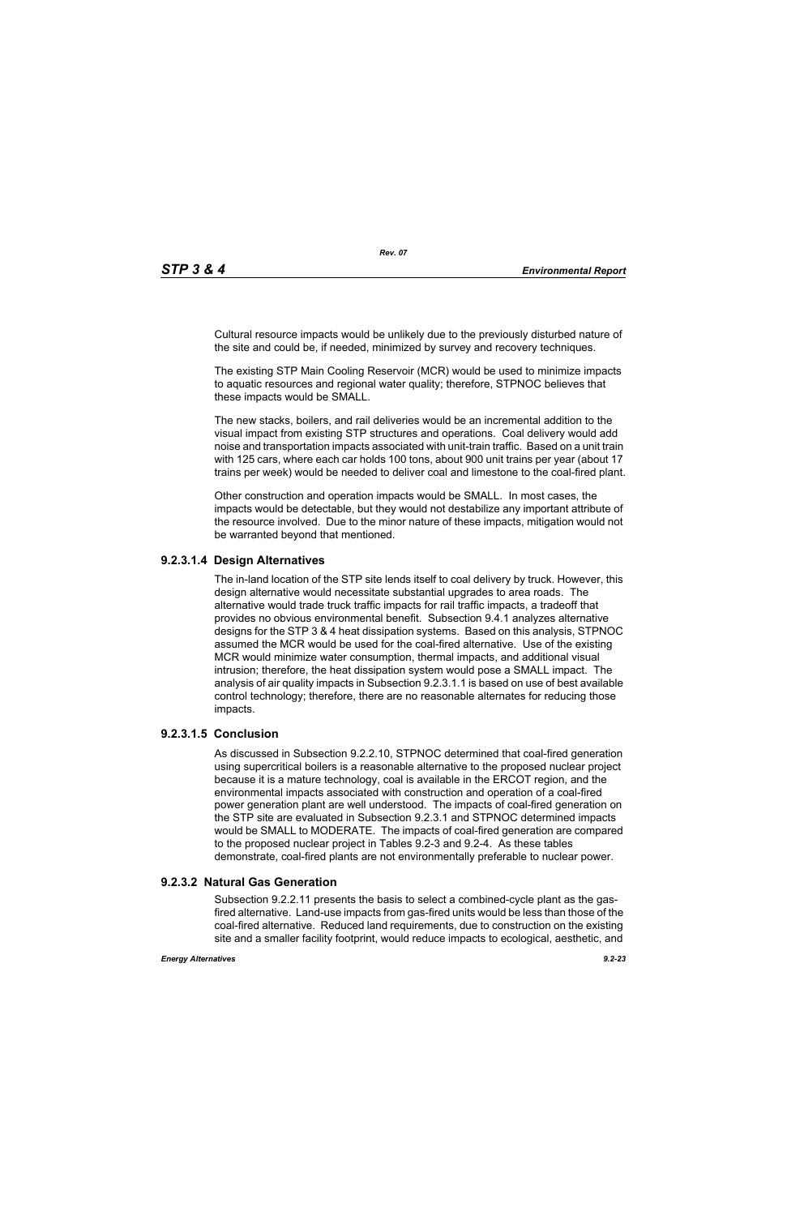Cultural resource impacts would be unlikely due to the previously disturbed nature of the site and could be, if needed, minimized by survey and recovery techniques.

The existing STP Main Cooling Reservoir (MCR) would be used to minimize impacts to aquatic resources and regional water quality; therefore, STPNOC believes that these impacts would be SMALL.

The new stacks, boilers, and rail deliveries would be an incremental addition to the visual impact from existing STP structures and operations. Coal delivery would add noise and transportation impacts associated with unit-train traffic. Based on a unit train with 125 cars, where each car holds 100 tons, about 900 unit trains per year (about 17 trains per week) would be needed to deliver coal and limestone to the coal-fired plant.

Other construction and operation impacts would be SMALL. In most cases, the impacts would be detectable, but they would not destabilize any important attribute of the resource involved. Due to the minor nature of these impacts, mitigation would not be warranted beyond that mentioned.

#### 9.2.3.1.4 Design Alternatives

The in-land location of the STP site lends itself to coal delivery by truck. However, this design alternative would necessitate substantial upgrades to area roads. The alternative would trade truck traffic impacts for rail traffic impacts, a tradeoff that provides no obvious environmental benefit. Subsection 9.4.1 analyzes alternative designs for the STP 3 & 4 heat dissipation systems. Based on this analysis, STPNOC assumed the MCR would be used for the coal-fired alternative. Use of the existing MCR would minimize water consumption, thermal impacts, and additional visual intrusion; therefore, the heat dissipation system would pose a SMALL impact. The analysis of air quality impacts in Subsection 9.2.3.1.1 is based on use of best available control technology; therefore, there are no reasonable alternates for reducing those impacts.

#### 9.2.3.1.5 Conclusion

As discussed in Subsection 9.2.2.10, STPNOC determined that coal-fired generation using supercritical boilers is a reasonable alternative to the proposed nuclear project because it is a mature technology, coal is available in the ERCOT region, and the environmental impacts associated with construction and operation of a coal-fired power generation plant are well understood. The impacts of coal-fired generation on the STP site are evaluated in Subsection 9.2.3.1 and STPNOC determined impacts would be SMALL to MODERATE. The impacts of coal-fired generation are compared to the proposed nuclear project in Tables 9.2-3 and 9.2-4. As these tables demonstrate, coal-fired plants are not environmentally preferable to nuclear power.

### 9.2.3.2 Natural Gas Generation

Subsection 9.2.2.11 presents the basis to select a combined-cycle plant as the gas-fired alternative. Land-use impacts from gas-fired units would be less than those of the coal-fired alternative. Reduced land requirements, due to construction on the existing site and a smaller facility footprint, would reduce impacts to ecological, aesthetic, and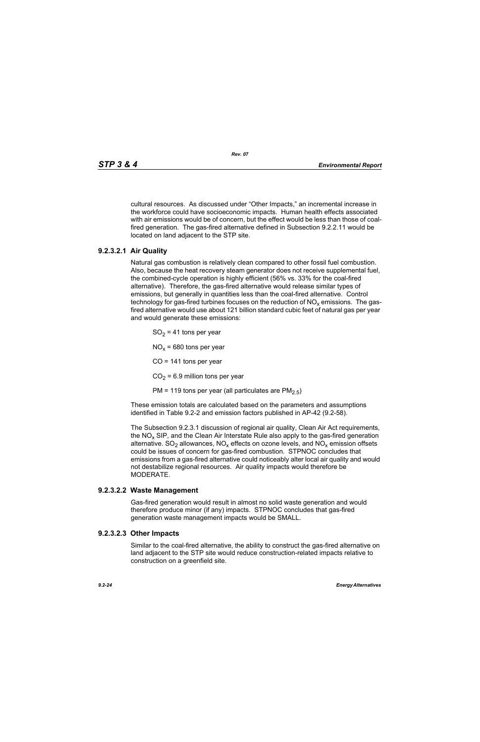cultural resources. As discussed under "Other Impacts," an incremental increase in the workforce could have socioeconomic impacts. Human health effects associated with air emissions would be of concern, but the effect would be less than those of coal-fired generation. The gas-fired alternative defined in Subsection 9.2.2.11 would be located on land adjacent to the STP site.

### 9.2.3.2.1 Air Quality

Natural gas combustion is relatively clean compared to other fossil fuel combustion. Also, because the heat recovery steam generator does not receive supplemental fuel, the combined-cycle operation is highly efficient (56% vs. 33% for the coal-fired alternative). Therefore, the gas-fired alternative would release similar types of emissions, but generally in quantities less than the coal-fired alternative. Control technology for gas-fired turbines focuses on the reduction of $NO_x$ emissions. The gas-fired alternative would use about 121 billion standard cubic feet of natural gas per year and would generate these emissions:

$SO_2$ = 41 tons per year

$NO_x$ = 680 tons per year

CO = 141 tons per year

$CO_2$ = 6.9 million tons per year

PM = 119 tons per year (all particulates are $PM_{2.5}$)

These emission totals are calculated based on the parameters and assumptions identified in Table 9.2-2 and emission factors published in AP-42 (9.2-58).

The Subsection 9.2.3.1 discussion of regional air quality, Clean Air Act requirements, the $NO_x$ SIP, and the Clean Air Interstate Rule also apply to the gas-fired generation alternative. $SO_2$ allowances, $NO_x$ effects on ozone levels, and $NO_x$ emission offsets could be issues of concern for gas-fired combustion. STPNOC concludes that emissions from a gas-fired alternative could noticeably alter local air quality and would not destabilize regional resources. Air quality impacts would therefore be MODERATE.

### 9.2.3.2.2 Waste Management

Gas-fired generation would result in almost no solid waste generation and would therefore produce minor (if any) impacts. STPNOC concludes that gas-fired generation waste management impacts would be SMALL.

### 9.2.3.2.3 Other Impacts

Similar to the coal-fired alternative, the ability to construct the gas-fired alternative on land adjacent to the STP site would reduce construction-related impacts relative to construction on a greenfield site.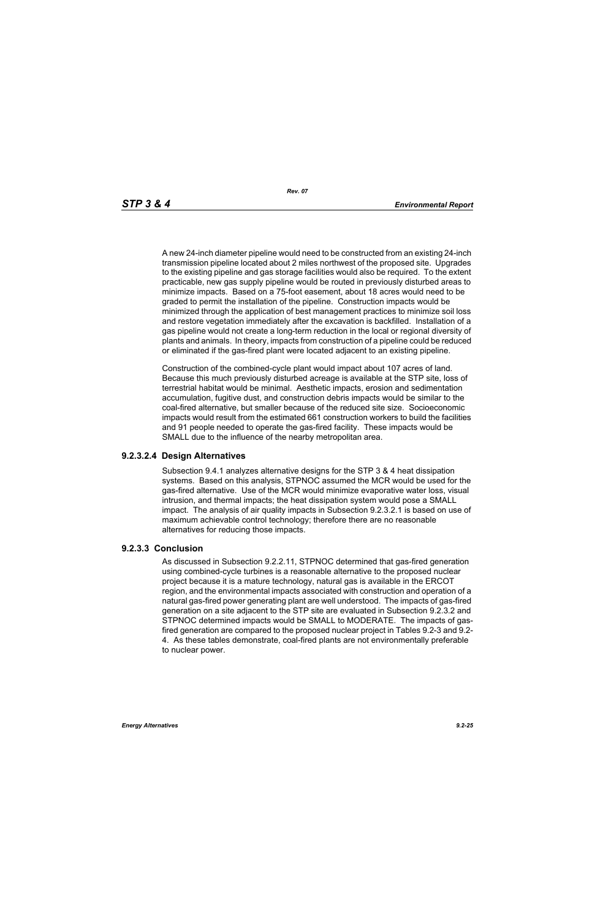A new 24-inch diameter pipeline would need to be constructed from an existing 24-inch transmission pipeline located about 2 miles northwest of the proposed site. Upgrades to the existing pipeline and gas storage facilities would also be required. To the extent practicable, new gas supply pipeline would be routed in previously disturbed areas to minimize impacts. Based on a 75-foot easement, about 18 acres would need to be graded to permit the installation of the pipeline. Construction impacts would be minimized through the application of best management practices to minimize soil loss and restore vegetation immediately after the excavation is backfilled. Installation of a gas pipeline would not create a long-term reduction in the local or regional diversity of plants and animals. In theory, impacts from construction of a pipeline could be reduced or eliminated if the gas-fired plant were located adjacent to an existing pipeline.

Construction of the combined-cycle plant would impact about 107 acres of land. Because this much previously disturbed acreage is available at the STP site, loss of terrestrial habitat would be minimal. Aesthetic impacts, erosion and sedimentation accumulation, fugitive dust, and construction debris impacts would be similar to the coal-fired alternative, but smaller because of the reduced site size. Socioeconomic impacts would result from the estimated 661 construction workers to build the facilities and 91 people needed to operate the gas-fired facility. These impacts would be SMALL due to the influence of the nearby metropolitan area.

#### 9.2.3.2.4 Design Alternatives

Subsection 9.4.1 analyzes alternative designs for the STP 3 & 4 heat dissipation systems. Based on this analysis, STPNOC assumed the MCR would be used for the gas-fired alternative. Use of the MCR would minimize evaporative water loss, visual intrusion, and thermal impacts; the heat dissipation system would pose a SMALL impact. The analysis of air quality impacts in Subsection 9.2.3.2.1 is based on use of maximum achievable control technology; therefore there are no reasonable alternatives for reducing those impacts.

### 9.2.3.3 Conclusion

As discussed in Subsection 9.2.2.11, STPNOC determined that gas-fired generation using combined-cycle turbines is a reasonable alternative to the proposed nuclear project because it is a mature technology, natural gas is available in the ERCOT region, and the environmental impacts associated with construction and operation of a natural gas-fired power generating plant are well understood. The impacts of gas-fired generation on a site adjacent to the STP site are evaluated in Subsection 9.2.3.2 and STPNOC determined impacts would be SMALL to MODERATE. The impacts of gas-fired generation are compared to the proposed nuclear project in Tables 9.2-3 and 9.2-4. As these tables demonstrate, coal-fired plants are not environmentally preferable to nuclear power.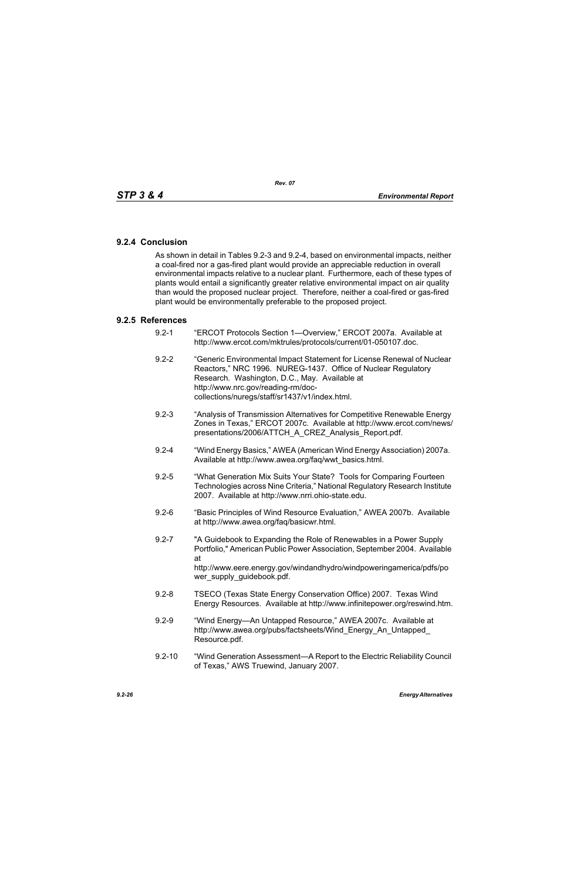### 9.2.4 Conclusion

As shown in detail in Tables 9.2-3 and 9.2-4, based on environmental impacts, neither a coal-fired nor a gas-fired plant would provide an appreciable reduction in overall environmental impacts relative to a nuclear plant. Furthermore, each of these types of plants would entail a significantly greater relative environmental impact on air quality than would the proposed nuclear project. Therefore, neither a coal-fired or gas-fired plant would be environmentally preferable to the proposed project.

### 9.2.5 References

9.2-1 "ERCOT Protocols Section 1—Overview," ERCOT 2007a. Available at http://www.ercot.com/mktrules/protocols/current/01-050107.doc.

9.2-2 "Generic Environmental Impact Statement for License Renewal of Nuclear Reactors," NRC 1996. NUREG-1437. Office of Nuclear Regulatory Research. Washington, D.C., May. Available at http://www.nrc.gov/reading-rm/doc-collections/nuregs/staff/sr1437/v1/index.html.

9.2-3 "Analysis of Transmission Alternatives for Competitive Renewable Energy Zones in Texas," ERCOT 2007c. Available at http://www.ercot.com/news/presentations/2006/ATTCH_A_CREZ_Analysis_Report.pdf.

9.2-4 "Wind Energy Basics," AWEA (American Wind Energy Association) 2007a. Available at http://www.awea.org/faq/wwt_basics.html.

9.2-5 "What Generation Mix Suits Your State? Tools for Comparing Fourteen Technologies across Nine Criteria," National Regulatory Research Institute 2007. Available at http://www.nrri.ohio-state.edu.

9.2-6 "Basic Principles of Wind Resource Evaluation," AWEA 2007b. Available at http://www.awea.org/faq/basicwr.html.

9.2-7 "A Guidebook to Expanding the Role of Renewables in a Power Supply Portfolio," American Public Power Association, September 2004. Available at http://www.eere.energy.gov/windandhydro/windpoweringamerica/pdfs/power_supply_guidebook.pdf.

9.2-8 TSECO (Texas State Energy Conservation Office) 2007. Texas Wind Energy Resources. Available at http://www.infinitepower.org/reswind.htm.

9.2-9 "Wind Energy—An Untapped Resource," AWEA 2007c. Available at http://www.awea.org/pubs/factsheets/Wind_Energy_An_Untapped_Resource.pdf.

9.2-10 "Wind Generation Assessment—A Report to the Electric Reliability Council of Texas," AWS Truewind, January 2007.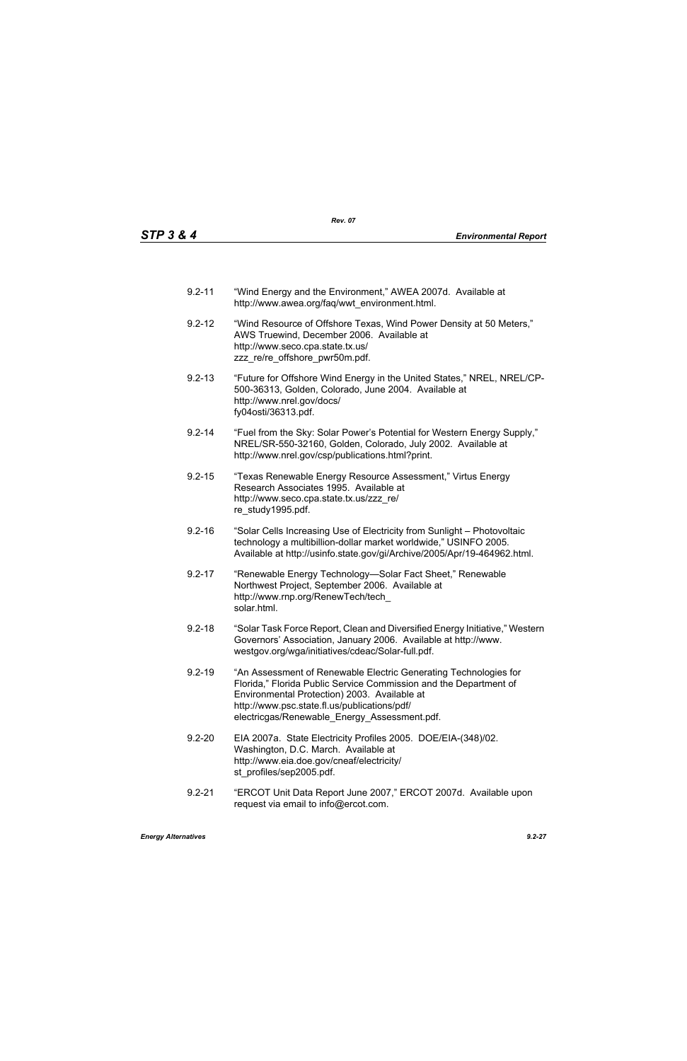9.2-11 "Wind Energy and the Environment," AWEA 2007d. Available at http://www.awea.org/faq/wwt_environment.html.

9.2-12 "Wind Resource of Offshore Texas, Wind Power Density at 50 Meters," AWS Truewind, December 2006. Available at http://www.seco.cpa.state.tx.us/zzz_re/re_offshore_pwr50m.pdf.

9.2-13 "Future for Offshore Wind Energy in the United States," NREL, NREL/CP-500-36313, Golden, Colorado, June 2004. Available at http://www.nrel.gov/docs/fy04osti/36313.pdf.

9.2-14 "Fuel from the Sky: Solar Power's Potential for Western Energy Supply," NREL/SR-550-32160, Golden, Colorado, July 2002. Available at http://www.nrel.gov/csp/publications.html?print.

9.2-15 "Texas Renewable Energy Resource Assessment," Virtus Energy Research Associates 1995. Available at http://www.seco.cpa.state.tx.us/zzz_re/re_study1995.pdf.

9.2-16 "Solar Cells Increasing Use of Electricity from Sunlight – Photovoltaic technology a multibillion-dollar market worldwide," USINFO 2005. Available at http://usinfo.state.gov/gi/Archive/2005/Apr/19-464962.html.

9.2-17 "Renewable Energy Technology—Solar Fact Sheet," Renewable Northwest Project, September 2006. Available at http://www.rnp.org/RenewTech/tech_solar.html.

9.2-18 "Solar Task Force Report, Clean and Diversified Energy Initiative," Western Governors' Association, January 2006. Available at http://www.westgov.org/wga/initiatives/cdeac/Solar-full.pdf.

9.2-19 "An Assessment of Renewable Electric Generating Technologies for Florida," Florida Public Service Commission and the Department of Environmental Protection) 2003. Available at http://www.psc.state.fl.us/publications/pdf/electricgas/Renewable_Energy_Assessment.pdf.

9.2-20 EIA 2007a. State Electricity Profiles 2005. DOE/EIA-(348)/02. Washington, D.C. March. Available at http://www.eia.doe.gov/cneaf/electricity/st_profiles/sep2005.pdf.

9.2-21 "ERCOT Unit Data Report June 2007," ERCOT 2007d. Available upon request via email to info@ercot.com.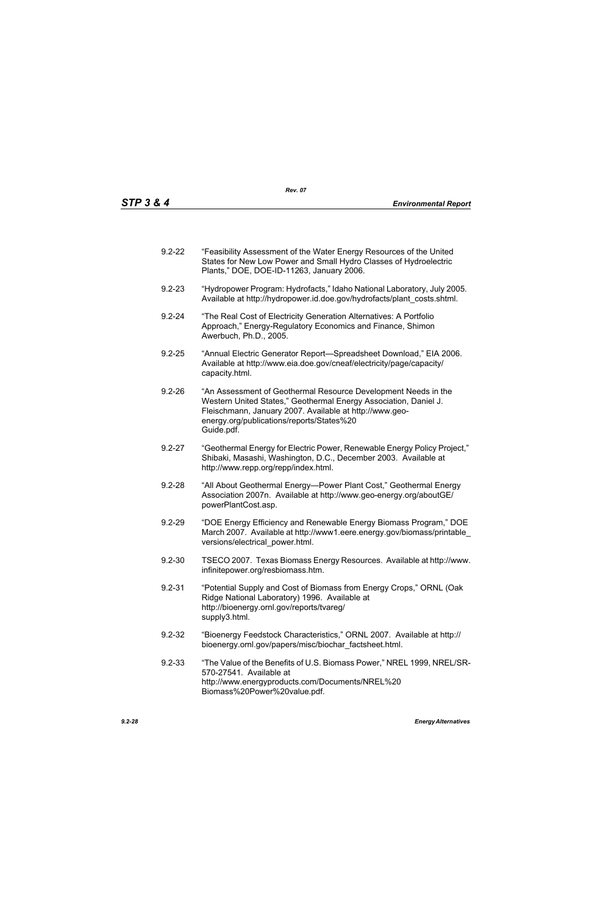9.2-22 "Feasibility Assessment of the Water Energy Resources of the United States for New Low Power and Small Hydro Classes of Hydroelectric Plants," DOE, DOE-ID-11263, January 2006.

9.2-23 "Hydropower Program: Hydrofacts," Idaho National Laboratory, July 2005. Available at http://hydropower.id.doe.gov/hydrofacts/plant_costs.shtml.

9.2-24 "The Real Cost of Electricity Generation Alternatives: A Portfolio Approach," Energy-Regulatory Economics and Finance, Shimon Awerbuch, Ph.D., 2005.

9.2-25 "Annual Electric Generator Report—Spreadsheet Download," EIA 2006. Available at http://www.eia.doe.gov/cneaf/electricity/page/capacity/capacity.html.

9.2-26 "An Assessment of Geothermal Resource Development Needs in the Western United States," Geothermal Energy Association, Daniel J. Fleischmann, January 2007. Available at http://www.geo-energy.org/publications/reports/States%20Guide.pdf.

9.2-27 "Geothermal Energy for Electric Power, Renewable Energy Policy Project," Shibaki, Masashi, Washington, D.C., December 2003. Available at http://www.repp.org/repp/index.html.

9.2-28 "All About Geothermal Energy—Power Plant Cost," Geothermal Energy Association 2007n. Available at http://www.geo-energy.org/aboutGE/powerPlantCost.asp.

9.2-29 "DOE Energy Efficiency and Renewable Energy Biomass Program," DOE March 2007. Available at http://www1.eere.energy.gov/biomass/printable_versions/electrical_power.html.

9.2-30 TSECO 2007. Texas Biomass Energy Resources. Available at http://www.infinitepower.org/resbiomass.htm.

9.2-31 "Potential Supply and Cost of Biomass from Energy Crops," ORNL (Oak Ridge National Laboratory) 1996. Available at http://bioenergy.ornl.gov/reports/tvareg/supply3.html.

9.2-32 "Bioenergy Feedstock Characteristics," ORNL 2007. Available at http://bioenergy.ornl.gov/papers/misc/biochar_factsheet.html.

9.2-33 "The Value of the Benefits of U.S. Biomass Power," NREL 1999, NREL/SR-570-27541. Available at http://www.energyproducts.com/Documents/NREL%20Biomass%20Power%20value.pdf.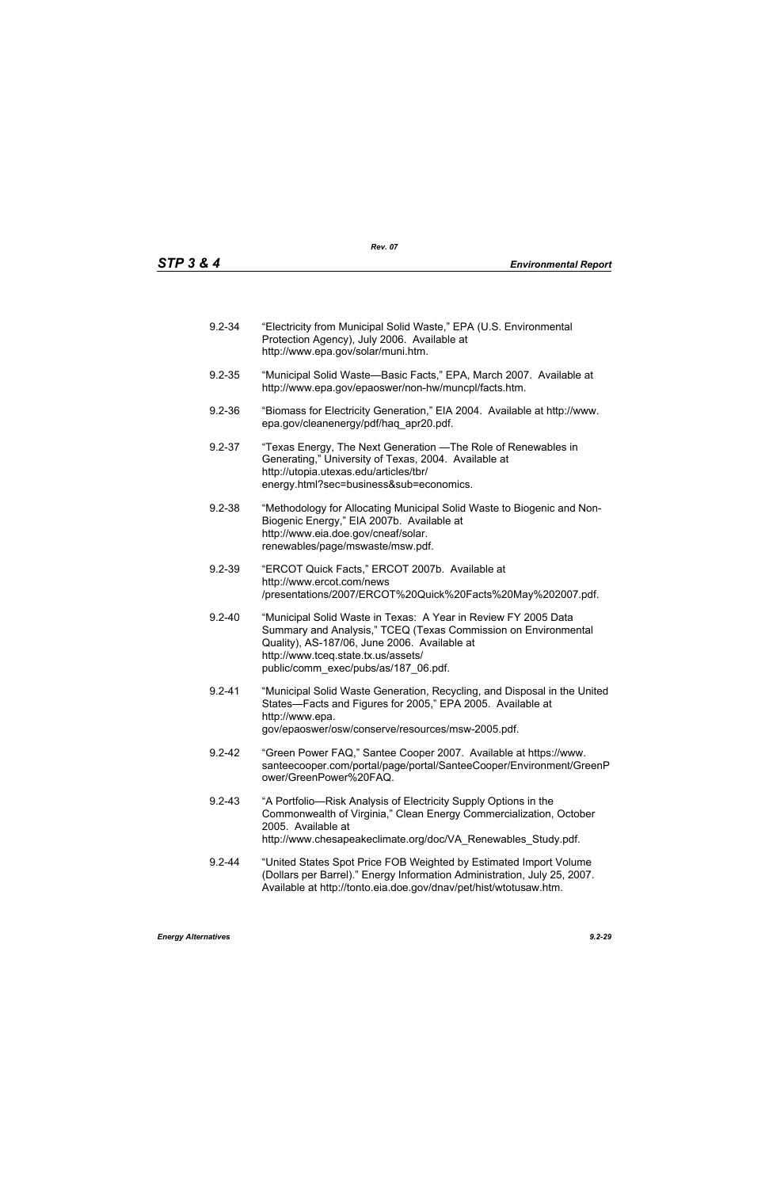9.2-34 "Electricity from Municipal Solid Waste," EPA (U.S. Environmental Protection Agency), July 2006. Available at http://www.epa.gov/solar/muni.htm.

9.2-35 "Municipal Solid Waste—Basic Facts," EPA, March 2007. Available at http://www.epa.gov/epaoswer/non-hw/muncpl/facts.htm.

9.2-36 "Biomass for Electricity Generation," EIA 2004. Available at http://www.epa.gov/cleanenergy/pdf/haq_apr20.pdf.

9.2-37 "Texas Energy, The Next Generation —The Role of Renewables in Generating," University of Texas, 2004. Available at http://utopia.utexas.edu/articles/tbr/energy.html?sec=business&sub=economics.

9.2-38 "Methodology for Allocating Municipal Solid Waste to Biogenic and Non-Biogenic Energy," EIA 2007b. Available at http://www.eia.doe.gov/cneaf/solar.renewables/page/mswaste/msw.pdf.

9.2-39 "ERCOT Quick Facts," ERCOT 2007b. Available at http://www.ercot.com/news/presentations/2007/ERCOT%20Quick%20Facts%20May%202007.pdf.

9.2-40 "Municipal Solid Waste in Texas: A Year in Review FY 2005 Data Summary and Analysis," TCEQ (Texas Commission on Environmental Quality), AS-187/06, June 2006. Available at http://www.tceq.state.tx.us/assets/public/comm_exec/pubs/as/187_06.pdf.

9.2-41 "Municipal Solid Waste Generation, Recycling, and Disposal in the United States—Facts and Figures for 2005," EPA 2005. Available at http://www.epa.gov/epaoswer/osw/conserve/resources/msw-2005.pdf.

9.2-42 "Green Power FAQ," Santee Cooper 2007. Available at https://www.santeecooper.com/portal/page/portal/SanteeCooper/Environment/GreenPower/GreenPower%20FAQ.

9.2-43 "A Portfolio—Risk Analysis of Electricity Supply Options in the Commonwealth of Virginia," Clean Energy Commercialization, October 2005. Available at http://www.chesapeakeclimate.org/doc/VA_Renewables_Study.pdf.

9.2-44 "United States Spot Price FOB Weighted by Estimated Import Volume (Dollars per Barrel)." Energy Information Administration, July 25, 2007. Available at http://tonto.eia.doe.gov/dnav/pet/hist/wtotusaw.htm.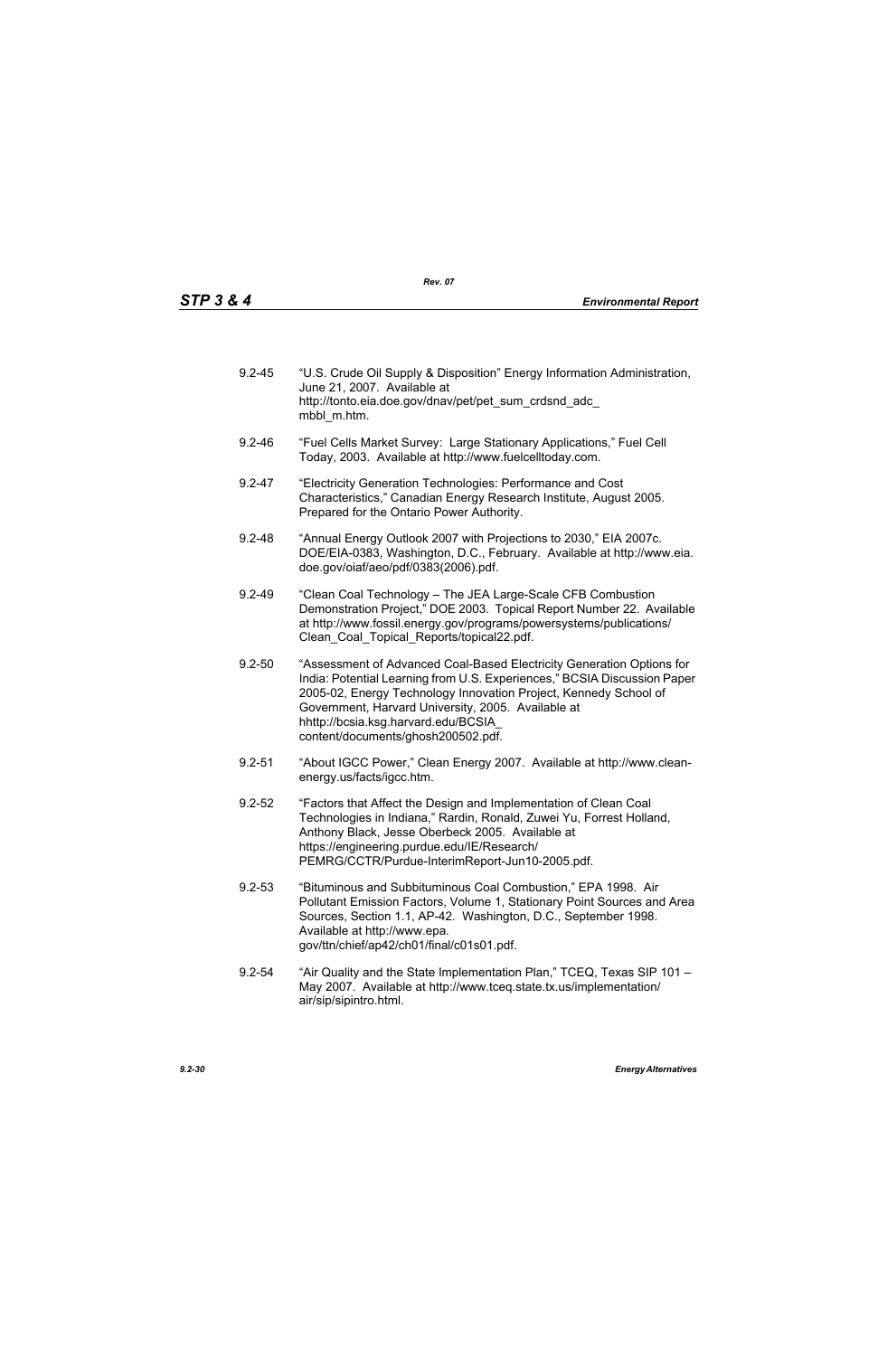9.2-45 "U.S. Crude Oil Supply & Disposition" Energy Information Administration, June 21, 2007. Available at http://tonto.eia.doe.gov/dnav/pet/pet_sum_crdsnd_adc_ mbbl_m.htm.

9.2-46 "Fuel Cells Market Survey: Large Stationary Applications," Fuel Cell Today, 2003. Available at http://www.fuelcelltoday.com.

9.2-47 "Electricity Generation Technologies: Performance and Cost Characteristics," Canadian Energy Research Institute, August 2005. Prepared for the Ontario Power Authority.

9.2-48 "Annual Energy Outlook 2007 with Projections to 2030," EIA 2007c. DOE/EIA-0383, Washington, D.C., February. Available at http://www.eia. doe.gov/oiaf/aeo/pdf/0383(2006).pdf.

9.2-49 "Clean Coal Technology – The JEA Large-Scale CFB Combustion Demonstration Project," DOE 2003. Topical Report Number 22. Available at http://www.fossil.energy.gov/programs/powersystems/publications/ Clean_Coal_Topical_Reports/topical22.pdf.

9.2-50 "Assessment of Advanced Coal-Based Electricity Generation Options for India: Potential Learning from U.S. Experiences," BCSIA Discussion Paper 2005-02, Energy Technology Innovation Project, Kennedy School of Government, Harvard University, 2005. Available at hhttp://bcsia.ksg.harvard.edu/BCSIA_ content/documents/ghosh200502.pdf.

9.2-51 "About IGCC Power," Clean Energy 2007. Available at http://www.clean-energy.us/facts/igcc.htm.

9.2-52 "Factors that Affect the Design and Implementation of Clean Coal Technologies in Indiana," Rardin, Ronald, Zuwei Yu, Forrest Holland, Anthony Black, Jesse Oberbeck 2005. Available at https://engineering.purdue.edu/IE/Research/ PEMRG/CCTR/Purdue-InterimReport-Jun10-2005.pdf.

9.2-53 "Bituminous and Subbituminous Coal Combustion," EPA 1998. Air Pollutant Emission Factors, Volume 1, Stationary Point Sources and Area Sources, Section 1.1, AP-42. Washington, D.C., September 1998. Available at http://www.epa. gov/ttn/chief/ap42/ch01/final/c01s01.pdf.

9.2-54 "Air Quality and the State Implementation Plan," TCEQ, Texas SIP 101 – May 2007. Available at http://www.tceq.state.tx.us/implementation/ air/sip/sipintro.html.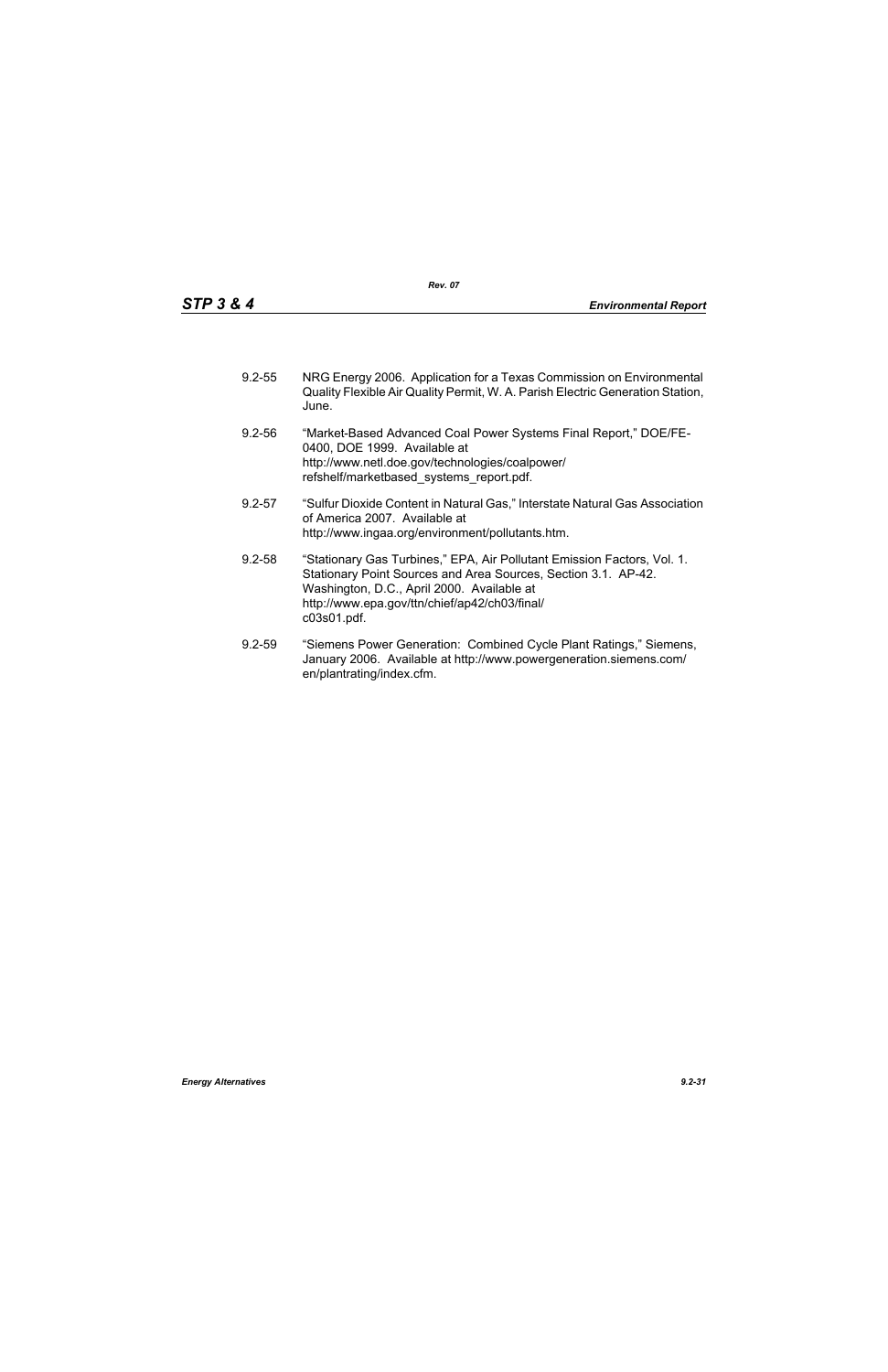9.2-55 NRG Energy 2006. Application for a Texas Commission on Environmental Quality Flexible Air Quality Permit, W. A. Parish Electric Generation Station, June.

9.2-56 "Market-Based Advanced Coal Power Systems Final Report," DOE/FE-0400, DOE 1999. Available at http://www.netl.doe.gov/technologies/coalpower/refshelf/marketbased_systems_report.pdf.

9.2-57 "Sulfur Dioxide Content in Natural Gas," Interstate Natural Gas Association of America 2007. Available at http://www.ingaa.org/environment/pollutants.htm.

9.2-58 "Stationary Gas Turbines," EPA, Air Pollutant Emission Factors, Vol. 1. Stationary Point Sources and Area Sources, Section 3.1. AP-42. Washington, D.C., April 2000. Available at http://www.epa.gov/ttn/chief/ap42/ch03/final/c03s01.pdf.

9.2-59 "Siemens Power Generation: Combined Cycle Plant Ratings," Siemens, January 2006. Available at http://www.powergeneration.siemens.com/en/plantrating/index.cfm.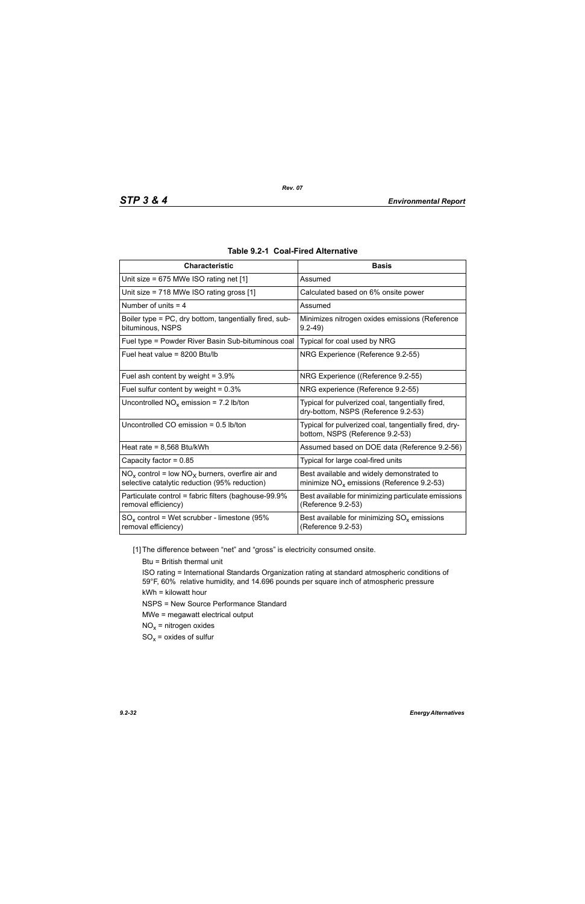**Table 9.2-1 Coal-Fired Alternative**

| Characteristic | Basis |
|---|---|
| Unit size = 675 MWe ISO rating net [1] | Assumed |
| Unit size = 718 MWe ISO rating gross [1] | Calculated based on 6% onsite power |
| Number of units = 4 | Assumed |
| Boiler type = PC, dry bottom, tangentially fired, sub-bituminous, NSPS | Minimizes nitrogen oxides emissions (Reference 9.2-49) |
| Fuel type = Powder River Basin Sub-bituminous coal | Typical for coal used by NRG |
| Fuel heat value = 8200 Btu/lb | NRG Experience (Reference 9.2-55) |
| Fuel ash content by weight = 3.9% | NRG Experience ((Reference 9.2-55) |
| Fuel sulfur content by weight = 0.3% | NRG experience (Reference 9.2-55) |
| Uncontrolled $NO_x$ emission = 7.2 lb/ton | Typical for pulverized coal, tangentially fired, dry-bottom, NSPS (Reference 9.2-53) |
| Uncontrolled CO emission = 0.5 lb/ton | Typical for pulverized coal, tangentially fired, dry-bottom, NSPS (Reference 9.2-53) |
| Heat rate = 8,568 Btu/kWh | Assumed based on DOE data (Reference 9.2-56) |
| Capacity factor = 0.85 | Typical for large coal-fired units |
| $NO_x$ control = low $NO_X$ burners, overfire air and selective catalytic reduction (95% reduction) | Best available and widely demonstrated to minimize $NO_x$ emissions (Reference 9.2-53) |
| Particulate control = fabric filters (baghouse-99.9% removal efficiency) | Best available for minimizing particulate emissions (Reference 9.2-53) |
| $SO_x$ control = Wet scrubber - limestone (95% removal efficiency) | Best available for minimizing $SO_x$ emissions (Reference 9.2-53) |

[1] The difference between "net" and "gross" is electricity consumed onsite.

Btu = British thermal unit

ISO rating = International Standards Organization rating at standard atmospheric conditions of 59°F, 60% relative humidity, and 14.696 pounds per square inch of atmospheric pressure

kWh = kilowatt hour

NSPS = New Source Performance Standard

MWe = megawatt electrical output

$NO_x$ = nitrogen oxides

$SO_x$ = oxides of sulfur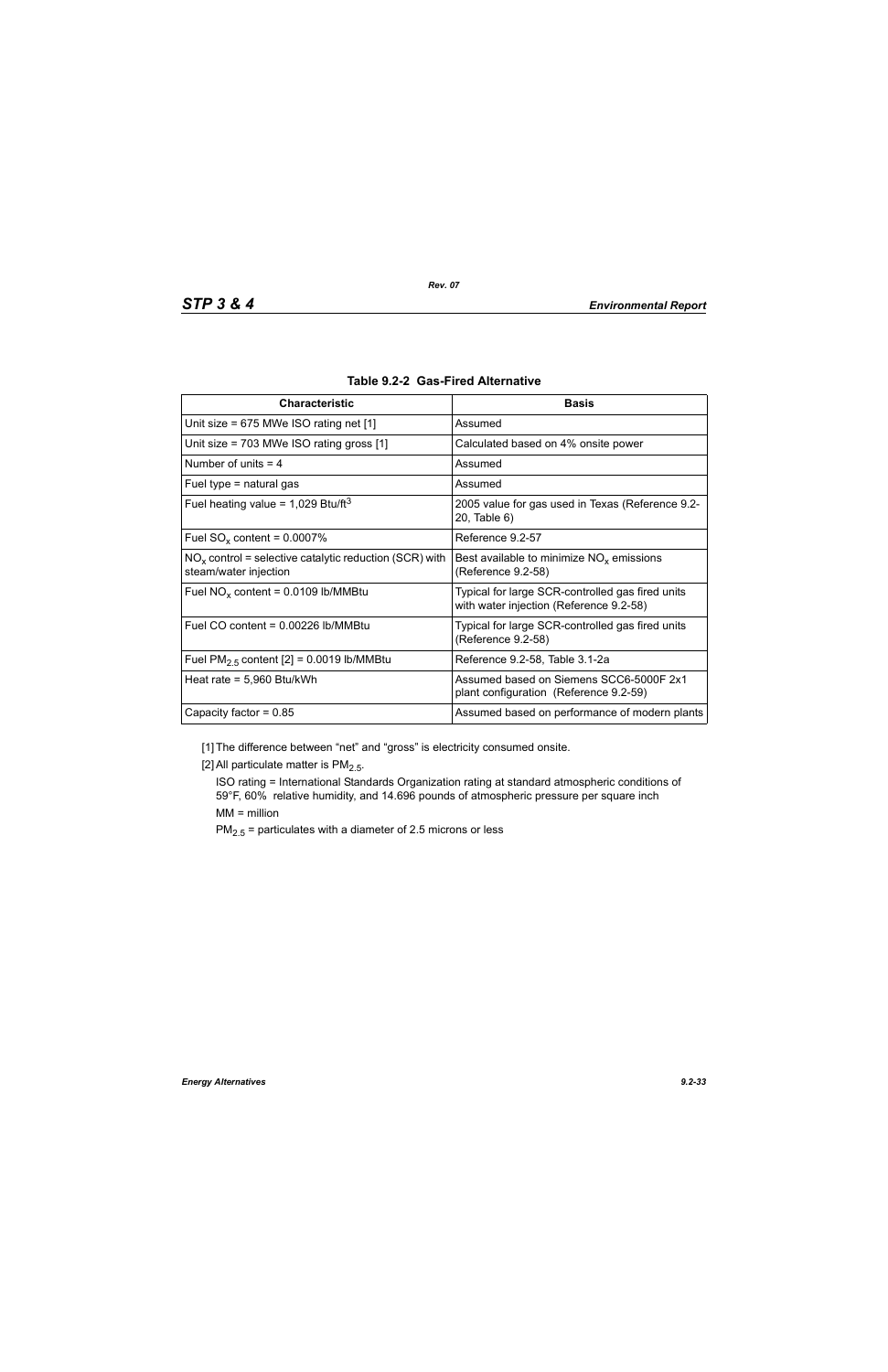**Table 9.2-2 Gas-Fired Alternative**

| Characteristic | Basis |
|---|---|
| Unit size = 675 MWe ISO rating net [1] | Assumed |
| Unit size = 703 MWe ISO rating gross [1] | Calculated based on 4% onsite power |
| Number of units = 4 | Assumed |
| Fuel type = natural gas | Assumed |
| Fuel heating value = 1,029 Btu/ft$^3$ | 2005 value for gas used in Texas (Reference 9.2-20, Table 6) |
| Fuel $SO_x$ content = 0.0007% | Reference 9.2-57 |
| $NO_x$ control = selective catalytic reduction (SCR) with steam/water injection | Best available to minimize $NO_x$ emissions (Reference 9.2-58) |
| Fuel $NO_x$ content = 0.0109 lb/MMBtu | Typical for large SCR-controlled gas fired units with water injection (Reference 9.2-58) |
| Fuel CO content = 0.00226 lb/MMBtu | Typical for large SCR-controlled gas fired units (Reference 9.2-58) |
| Fuel $PM_{2.5}$ content [2] = 0.0019 lb/MMBtu | Reference 9.2-58, Table 3.1-2a |
| Heat rate = 5,960 Btu/kWh | Assumed based on Siemens SCC6-5000F 2x1 plant configuration (Reference 9.2-59) |
| Capacity factor = 0.85 | Assumed based on performance of modern plants |

[1] The difference between "net" and "gross" is electricity consumed onsite.

[2] All particulate matter is $PM_{2.5}$.

ISO rating = International Standards Organization rating at standard atmospheric conditions of 59°F, 60% relative humidity, and 14.696 pounds of atmospheric pressure per square inch

MM = million

$PM_{2.5}$ = particulates with a diameter of 2.5 microns or less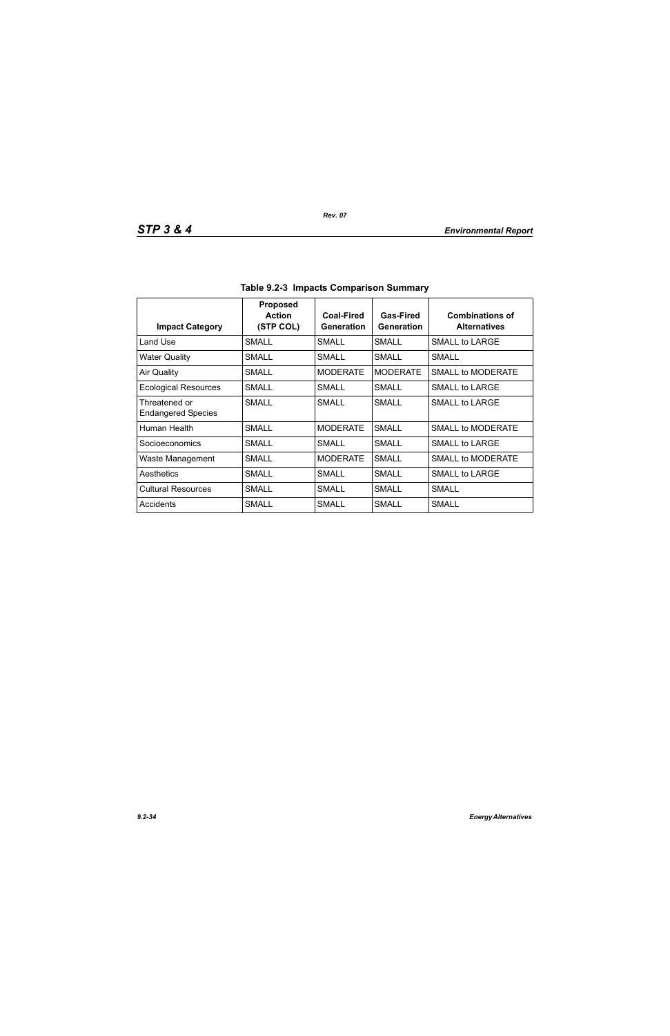**Table 9.2-3 Impacts Comparison Summary**

| Impact Category | Proposed Action (STP COL) | Coal-Fired Generation | Gas-Fired Generation | Combinations of Alternatives |
|---|---|---|---|---|
| Land Use | SMALL | SMALL | SMALL | SMALL to LARGE |
| Water Quality | SMALL | SMALL | SMALL | SMALL |
| Air Quality | SMALL | MODERATE | MODERATE | SMALL to MODERATE |
| Ecological Resources | SMALL | SMALL | SMALL | SMALL to LARGE |
| Threatened or Endangered Species | SMALL | SMALL | SMALL | SMALL to LARGE |
| Human Health | SMALL | MODERATE | SMALL | SMALL to MODERATE |
| Socioeconomics | SMALL | SMALL | SMALL | SMALL to LARGE |
| Waste Management | SMALL | MODERATE | SMALL | SMALL to MODERATE |
| Aesthetics | SMALL | SMALL | SMALL | SMALL to LARGE |
| Cultural Resources | SMALL | SMALL | SMALL | SMALL |
| Accidents | SMALL | SMALL | SMALL | SMALL |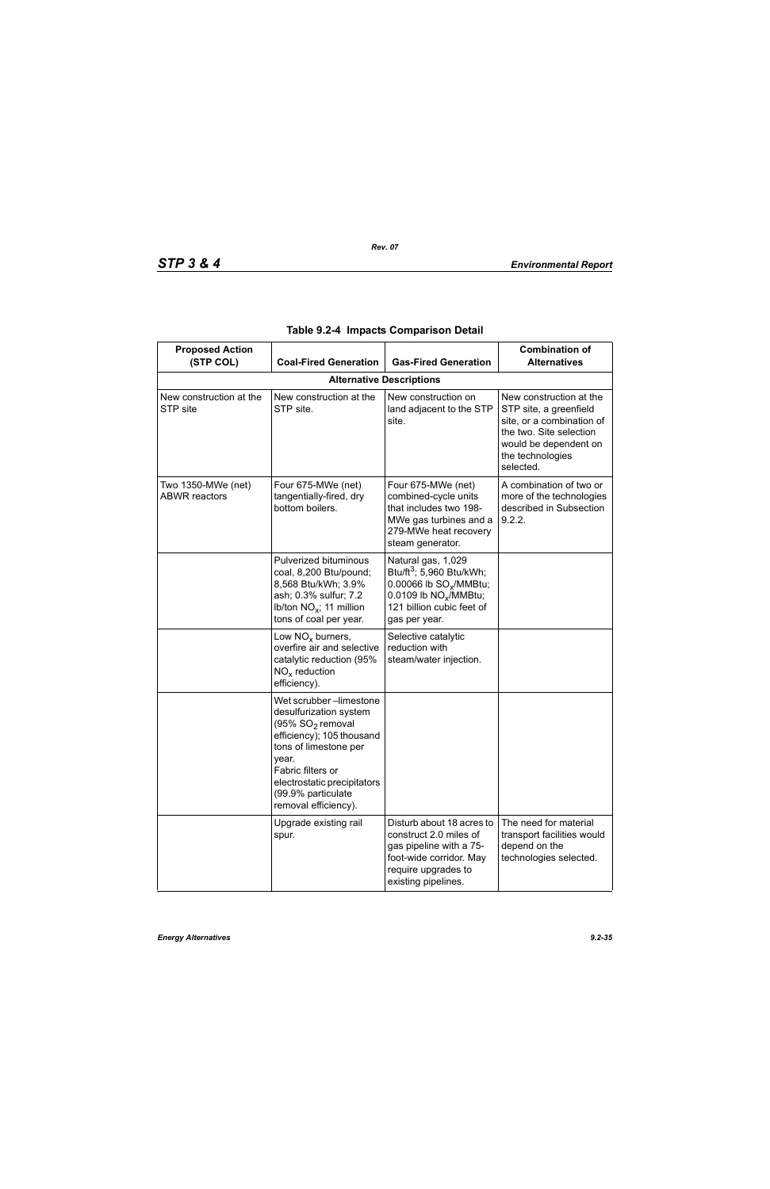**Table 9.2-4 Impacts Comparison Detail**

| Proposed Action (STP COL) | Coal-Fired Generation | Gas-Fired Generation | Combination of Alternatives |
|---|---|---|---|
| **Alternative Descriptions** | | | |
| New construction at the STP site | New construction at the STP site. | New construction on land adjacent to the STP site. | New construction at the STP site, a greenfield site, or a combination of the two. Site selection would be dependent on the technologies selected. |
| Two 1350-MWe (net) ABWR reactors | Four 675-MWe (net) tangentially-fired, dry bottom boilers. | Four 675-MWe (net) combined-cycle units that includes two 198-MWe gas turbines and a 279-MWe heat recovery steam generator. | A combination of two or more of the technologies described in Subsection 9.2.2. |
| | Pulverized bituminous coal, 8,200 Btu/pound; 8,568 Btu/kWh; 3.9% ash; 0.3% sulfur; 7.2 lb/ton $NO_x$; 11 million tons of coal per year. | Natural gas, 1,029 Btu/ft$^3$; 5,960 Btu/kWh; 0.00066 lb $SO_x$/MMBtu; 0.0109 lb $NO_x$/MMBtu; 121 billion cubic feet of gas per year. | |
| | Low $NO_x$ burners, overfire air and selective catalytic reduction (95% $NO_x$ reduction efficiency). | Selective catalytic reduction with steam/water injection. | |
| | Wet scrubber –limestone desulfurization system (95% $SO_2$ removal efficiency); 105 thousand tons of limestone per year.<br>Fabric filters or electrostatic precipitators (99.9% particulate removal efficiency). | | |
| | Upgrade existing rail spur. | Disturb about 18 acres to construct 2.0 miles of gas pipeline with a 75-foot-wide corridor. May require upgrades to existing pipelines. | The need for material transport facilities would depend on the technologies selected. |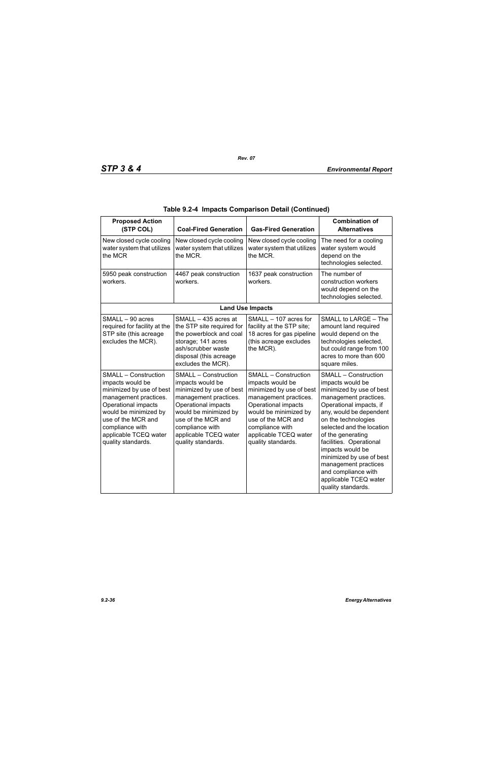**Table 9.2-4 Impacts Comparison Detail (Continued)**

| Proposed Action (STP COL) | Coal-Fired Generation | Gas-Fired Generation | Combination of Alternatives |
|---|---|---|---|
| New closed cycle cooling water system that utilizes the MCR | New closed cycle cooling water system that utilizes the MCR. | New closed cycle cooling water system that utilizes the MCR. | The need for a cooling water system would depend on the technologies selected. |
| 5950 peak construction workers. | 4467 peak construction workers. | 1637 peak construction workers. | The number of construction workers would depend on the technologies selected. |
| **Land Use Impacts** | | | |
| SMALL – 90 acres required for facility at the STP site (this acreage excludes the MCR). | SMALL – 435 acres at the STP site required for the powerblock and coal storage; 141 acres ash/scrubber waste disposal (this acreage excludes the MCR). | SMALL – 107 acres for facility at the STP site; 18 acres for gas pipeline (this acreage excludes the MCR). | SMALL to LARGE – The amount land required would depend on the technologies selected, but could range from 100 acres to more than 600 square miles. |
| SMALL – Construction impacts would be minimized by use of best management practices. Operational impacts would be minimized by use of the MCR and compliance with applicable TCEQ water quality standards. | SMALL – Construction impacts would be minimized by use of best management practices. Operational impacts would be minimized by use of the MCR and compliance with applicable TCEQ water quality standards. | SMALL – Construction impacts would be minimized by use of best management practices. Operational impacts would be minimized by use of the MCR and compliance with applicable TCEQ water quality standards. | SMALL – Construction impacts would be minimized by use of best management practices. Operational impacts, if any, would be dependent on the technologies selected and the location of the generating facilities. Operational impacts would be minimized by use of best management practices and compliance with applicable TCEQ water quality standards. |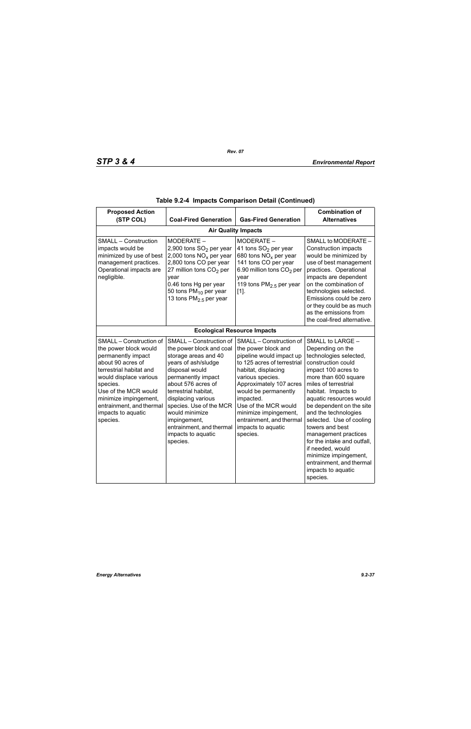**Table 9.2-4 Impacts Comparison Detail (Continued)**

| Proposed Action (STP COL) | Coal-Fired Generation | Gas-Fired Generation | Combination of Alternatives |
|---|---|---|---|
| **Air Quality Impacts** | | | |
| SMALL – Construction impacts would be minimized by use of best management practices. Operational impacts are negligible. | MODERATE – 2,900 tons $SO_2$ per year 2,000 tons $NO_x$ per year 2,800 tons CO per year 27 million tons $CO_2$ per year 0.46 tons Hg per year 50 tons $PM_{10}$ per year 13 tons $PM_{2.5}$ per year | MODERATE – 41 tons $SO_2$ per year 680 tons $NO_x$ per year 141 tons CO per year 6.90 million tons $CO_2$ per year 119 tons $PM_{2.5}$ per year [1]. | SMALL to MODERATE – Construction impacts would be minimized by use of best management practices. Operational impacts are dependent on the combination of technologies selected. Emissions could be zero or they could be as much as the emissions from the coal-fired alternative. |
| **Ecological Resource Impacts** | | | |
| SMALL – Construction of the power block would permanently impact about 90 acres of terrestrial habitat and would displace various species. Use of the MCR would minimize impingement, entrainment, and thermal impacts to aquatic species. | SMALL – Construction of the power block and coal storage areas and 40 years of ash/sludge disposal would permanently impact about 576 acres of terrestrial habitat, displacing various species. Use of the MCR would minimize impingement, entrainment, and thermal impacts to aquatic species. | SMALL – Construction of the power block and pipeline would impact up to 125 acres of terrestrial habitat, displacing various species. Approximately 107 acres would be permanently impacted. Use of the MCR would minimize impingement, entrainment, and thermal impacts to aquatic species. | SMALL to LARGE – Depending on the technologies selected, construction could impact 100 acres to more than 600 square miles of terrestrial habitat. Impacts to aquatic resources would be dependent on the site and the technologies selected. Use of cooling towers and best management practices for the intake and outfall, if needed, would minimize impingement, entrainment, and thermal impacts to aquatic species. |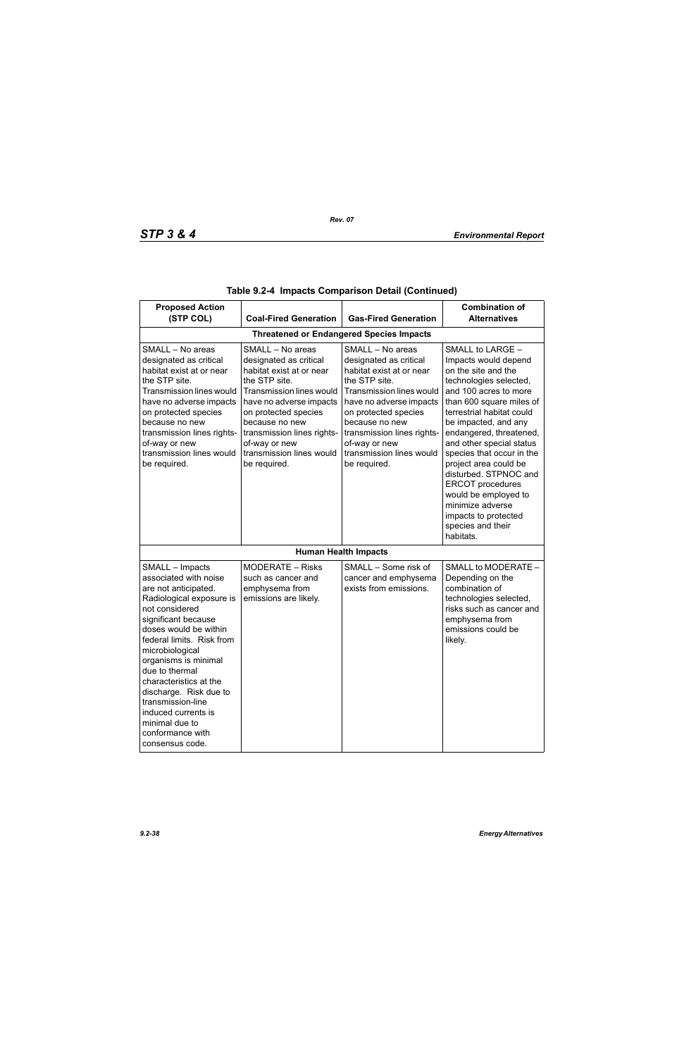**Table 9.2-4 Impacts Comparison Detail (Continued)**

| Proposed Action (STP COL) | Coal-Fired Generation | Gas-Fired Generation | Combination of Alternatives |
|---|---|---|---|
| **Threatened or Endangered Species Impacts** | | | |
| SMALL – No areas designated as critical habitat exist at or near the STP site. Transmission lines would have no adverse impacts on protected species because no new transmission lines rights-of-way or new transmission lines would be required. | SMALL – No areas designated as critical habitat exist at or near the STP site. Transmission lines would have no adverse impacts on protected species because no new transmission lines rights-of-way or new transmission lines would be required. | SMALL – No areas designated as critical habitat exist at or near the STP site. Transmission lines would have no adverse impacts on protected species because no new transmission lines rights-of-way or new transmission lines would be required. | SMALL to LARGE – Impacts would depend on the site and the technologies selected, and 100 acres to more than 600 square miles of terrestrial habitat could be impacted, and any endangered, threatened, and other special status species that occur in the project area could be disturbed. STPNOC and ERCOT procedures would be employed to minimize adverse impacts to protected species and their habitats. |
| **Human Health Impacts** | | | |
| SMALL – Impacts associated with noise are not anticipated. Radiological exposure is not considered significant because doses would be within federal limits. Risk from microbiological organisms is minimal due to thermal characteristics at the discharge. Risk due to transmission-line induced currents is minimal due to conformance with consensus code. | MODERATE – Risks such as cancer and emphysema from emissions are likely. | SMALL – Some risk of cancer and emphysema exists from emissions. | SMALL to MODERATE – Depending on the combination of technologies selected, risks such as cancer and emphysema from emissions could be likely. |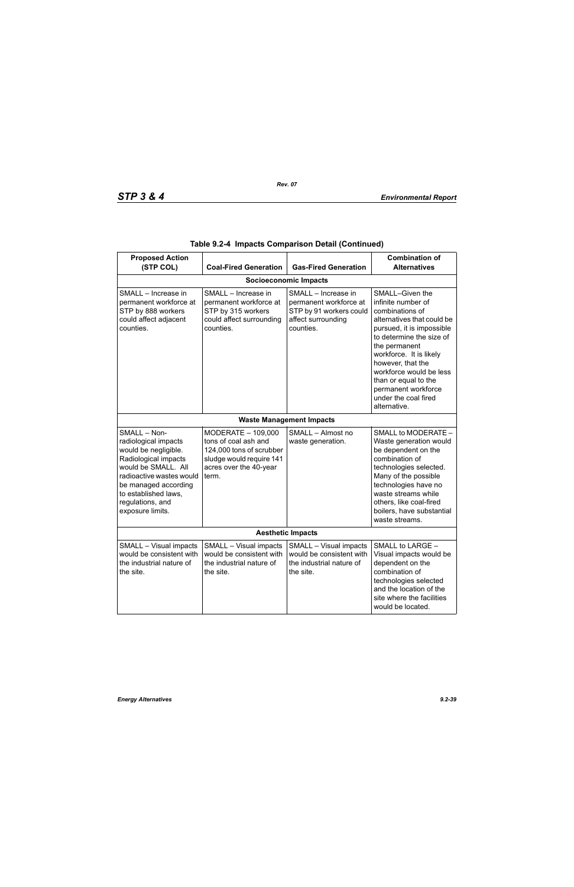**Table 9.2-4 Impacts Comparison Detail (Continued)**

| Proposed Action (STP COL) | Coal-Fired Generation | Gas-Fired Generation | Combination of Alternatives |
|---|---|---|---|
| **Socioeconomic Impacts** | | | |
| SMALL – Increase in permanent workforce at STP by 888 workers could affect adjacent counties. | SMALL – Increase in permanent workforce at STP by 315 workers could affect surrounding counties. | SMALL – Increase in permanent workforce at STP by 91 workers could affect surrounding counties. | SMALL–Given the infinite number of combinations of alternatives that could be pursued, it is impossible to determine the size of the permanent workforce. It is likely however, that the workforce would be less than or equal to the permanent workforce under the coal fired alternative. |
| **Waste Management Impacts** | | | |
| SMALL – Non-radiological impacts would be negligible. Radiological impacts would be SMALL. All radioactive wastes would be managed according to established laws, regulations, and exposure limits. | MODERATE – 109,000 tons of coal ash and 124,000 tons of scrubber sludge would require 141 acres over the 40-year term. | SMALL – Almost no waste generation. | SMALL to MODERATE – Waste generation would be dependent on the combination of technologies selected. Many of the possible technologies have no waste streams while others, like coal-fired boilers, have substantial waste streams. |
| **Aesthetic Impacts** | | | |
| SMALL – Visual impacts would be consistent with the industrial nature of the site. | SMALL – Visual impacts would be consistent with the industrial nature of the site. | SMALL – Visual impacts would be consistent with the industrial nature of the site. | SMALL to LARGE – Visual impacts would be dependent on the combination of technologies selected and the location of the site where the facilities would be located. |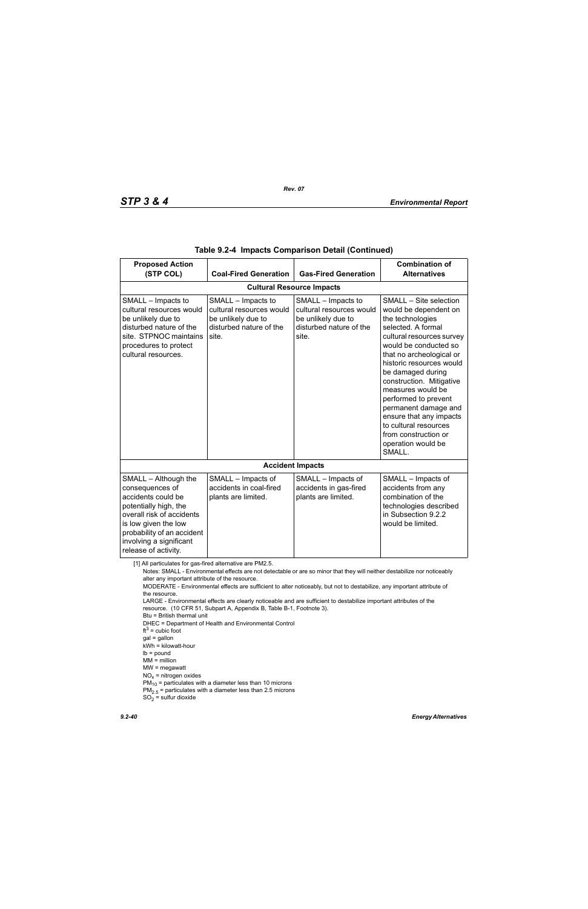**Table 9.2-4 Impacts Comparison Detail (Continued)**

| Proposed Action (STP COL) | Coal-Fired Generation | Gas-Fired Generation | Combination of Alternatives |
|---|---|---|---|
| **Cultural Resource Impacts** | | | |
| SMALL – Impacts to cultural resources would be unlikely due to disturbed nature of the site. STPNOC maintains procedures to protect cultural resources. | SMALL – Impacts to cultural resources would be unlikely due to disturbed nature of the site. | SMALL – Impacts to cultural resources would be unlikely due to disturbed nature of the site. | SMALL – Site selection would be dependent on the technologies selected. A formal cultural resources survey would be conducted so that no archeological or historic resources would be damaged during construction. Mitigative measures would be performed to prevent permanent damage and ensure that any impacts to cultural resources from construction or operation would be SMALL. |
| **Accident Impacts** | | | |
| SMALL – Although the consequences of accidents could be potentially high, the overall risk of accidents is low given the low probability of an accident involving a significant release of activity. | SMALL – Impacts of accidents in coal-fired plants are limited. | SMALL – Impacts of accidents in gas-fired plants are limited. | SMALL – Impacts of accidents from any combination of the technologies described in Subsection 9.2.2 would be limited. |

[1] All particulates for gas-fired alternative are PM2.5.

Notes: SMALL - Environmental effects are not detectable or are so minor that they will neither destabilize nor noticeably alter any important attribute of the resource.

MODERATE - Environmental effects are sufficient to alter noticeably, but not to destabilize, any important attribute of the resource.

LARGE - Environmental effects are clearly noticeable and are sufficient to destabilize important attributes of the resource. (10 CFR 51, Subpart A, Appendix B, Table B-1, Footnote 3).

Btu = British thermal unit

DHEC = Department of Health and Environmental Control

$ft^3$ = cubic foot

gal = gallon

kWh = kilowatt-hour

lb = pound

MM = million

MW = megawatt

$NO_x$ = nitrogen oxides

$PM_{10}$ = particulates with a diameter less than 10 microns

$PM_{2.5}$ = particulates with a diameter less than 2.5 microns

$SO_2$ = sulfur dioxide